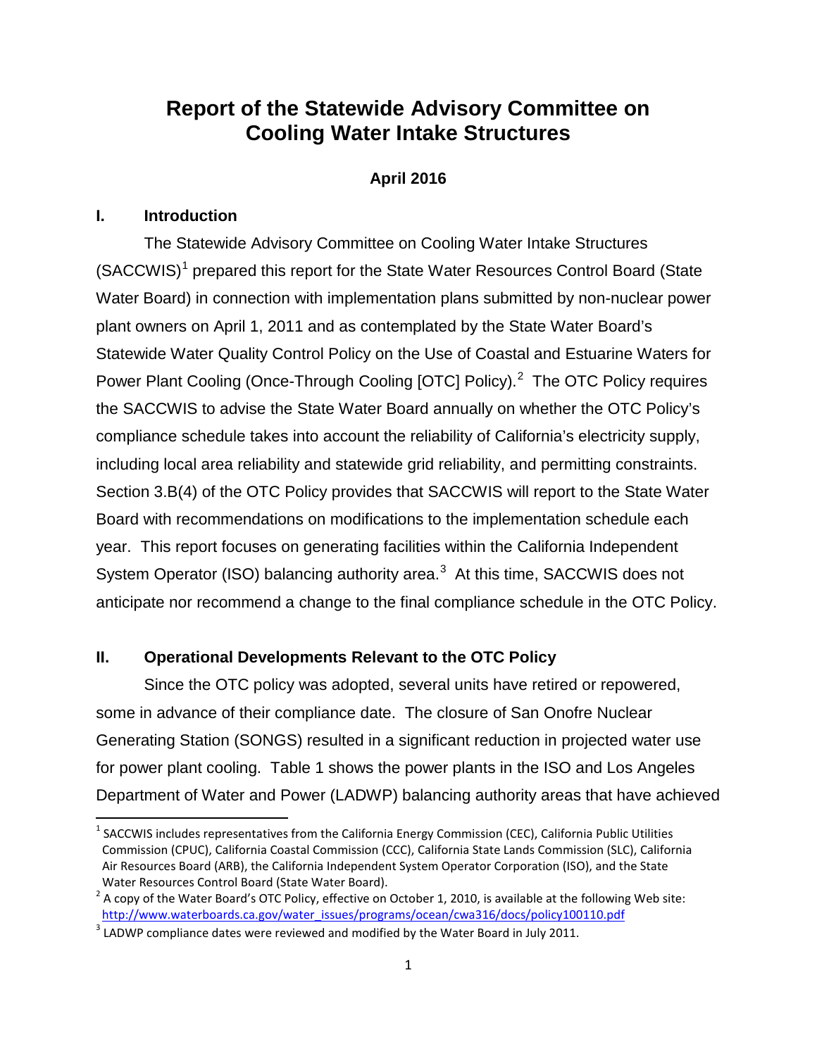# Report of the Statewide Advisory Committee on Cooling Water Intake Structures

**April 2016**

## I. Introduction

The Statewide Advisory Committee on Cooling Water Intake Structures (SACCWIS)[1] prepared this report for the State Water Resources Control Board (State Water Board) in connection with implementation plans submitted by non-nuclear power plant owners on April 1, 2011 and as contemplated by the State Water Board's Statewide Water Quality Control Policy on the Use of Coastal and Estuarine Waters for Power Plant Cooling (Once-Through Cooling [OTC] Policy).[2] The OTC Policy requires the SACCWIS to advise the State Water Board annually on whether the OTC Policy's compliance schedule takes into account the reliability of California's electricity supply, including local area reliability and statewide grid reliability, and permitting constraints. Section 3.B(4) of the OTC Policy provides that SACCWIS will report to the State Water Board with recommendations on modifications to the implementation schedule each year. This report focuses on generating facilities within the California Independent System Operator (ISO) balancing authority area.[3] At this time, SACCWIS does not anticipate nor recommend a change to the final compliance schedule in the OTC Policy.

## II. Operational Developments Relevant to the OTC Policy

Since the OTC policy was adopted, several units have retired or repowered, some in advance of their compliance date. The closure of San Onofre Nuclear Generating Station (SONGS) resulted in a significant reduction in projected water use for power plant cooling. Table 1 shows the power plants in the ISO and Los Angeles Department of Water and Power (LADWP) balancing authority areas that have achieved

---

[1] SACCWIS includes representatives from the California Energy Commission (CEC), California Public Utilities Commission (CPUC), California Coastal Commission (CCC), California State Lands Commission (SLC), California Air Resources Board (ARB), the California Independent System Operator Corporation (ISO), and the State Water Resources Control Board (State Water Board).

[2] A copy of the Water Board's OTC Policy, effective on October 1, 2010, is available at the following Web site: http://www.waterboards.ca.gov/water_issues/programs/ocean/cwa316/docs/policy100110.pdf

[3] LADWP compliance dates were reviewed and modified by the Water Board in July 2011.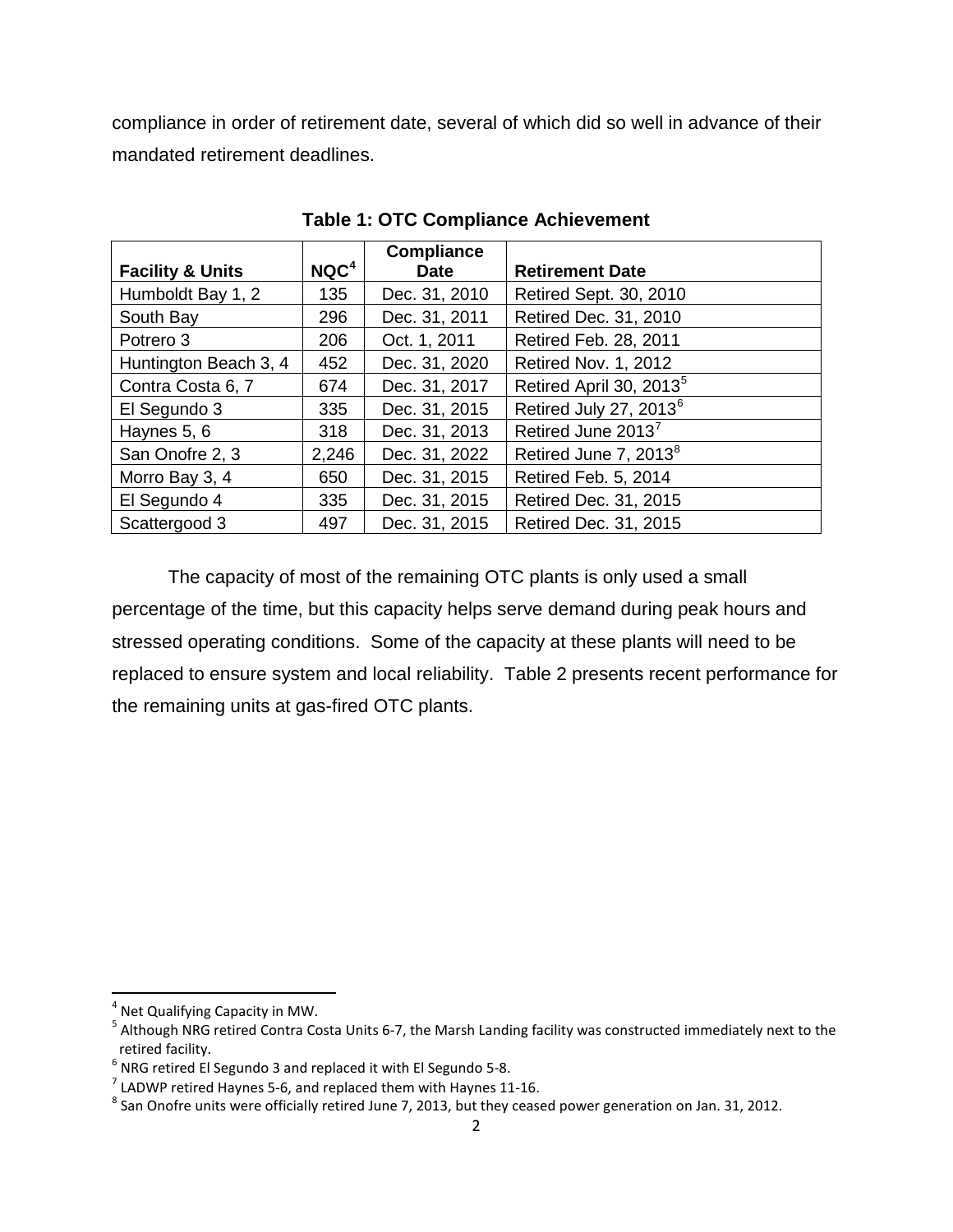compliance in order of retirement date, several of which did so well in advance of their mandated retirement deadlines.

**Table 1: OTC Compliance Achievement**

| Facility & Units | NQC[4] | Compliance Date | Retirement Date |
|---|---|---|---|
| Humboldt Bay 1, 2 | 135 | Dec. 31, 2010 | Retired Sept. 30, 2010 |
| South Bay | 296 | Dec. 31, 2011 | Retired Dec. 31, 2010 |
| Potrero 3 | 206 | Oct. 1, 2011 | Retired Feb. 28, 2011 |
| Huntington Beach 3, 4 | 452 | Dec. 31, 2020 | Retired Nov. 1, 2012 |
| Contra Costa 6, 7 | 674 | Dec. 31, 2017 | Retired April 30, 2013[5] |
| El Segundo 3 | 335 | Dec. 31, 2015 | Retired July 27, 2013[6] |
| Haynes 5, 6 | 318 | Dec. 31, 2013 | Retired June 2013[7] |
| San Onofre 2, 3 | 2,246 | Dec. 31, 2022 | Retired June 7, 2013[8] |
| Morro Bay 3, 4 | 650 | Dec. 31, 2015 | Retired Feb. 5, 2014 |
| El Segundo 4 | 335 | Dec. 31, 2015 | Retired Dec. 31, 2015 |
| Scattergood 3 | 497 | Dec. 31, 2015 | Retired Dec. 31, 2015 |

The capacity of most of the remaining OTC plants is only used a small percentage of the time, but this capacity helps serve demand during peak hours and stressed operating conditions. Some of the capacity at these plants will need to be replaced to ensure system and local reliability. Table 2 presents recent performance for the remaining units at gas-fired OTC plants.

---

[4] Net Qualifying Capacity in MW.

[5] Although NRG retired Contra Costa Units 6-7, the Marsh Landing facility was constructed immediately next to the retired facility.

[6] NRG retired El Segundo 3 and replaced it with El Segundo 5-8.

[7] LADWP retired Haynes 5-6, and replaced them with Haynes 11-16.

[8] San Onofre units were officially retired June 7, 2013, but they ceased power generation on Jan. 31, 2012.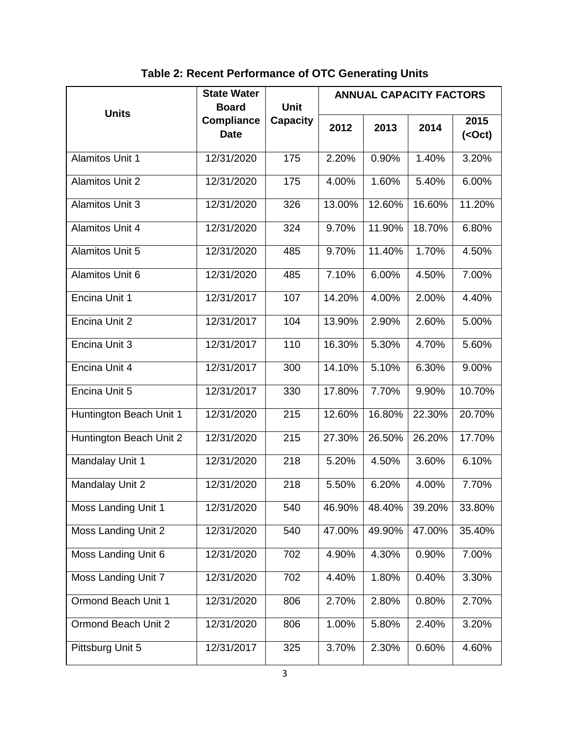**Table 2: Recent Performance of OTC Generating Units**

| Units | State Water Board Compliance Date | Unit Capacity | ANNUAL CAPACITY FACTORS | | | |
|---|---|---|---|---|---|---|
| | | | 2012 | 2013 | 2014 | 2015 (<Oct) |
| Alamitos Unit 1 | 12/31/2020 | 175 | 2.20% | 0.90% | 1.40% | 3.20% |
| Alamitos Unit 2 | 12/31/2020 | 175 | 4.00% | 1.60% | 5.40% | 6.00% |
| Alamitos Unit 3 | 12/31/2020 | 326 | 13.00% | 12.60% | 16.60% | 11.20% |
| Alamitos Unit 4 | 12/31/2020 | 324 | 9.70% | 11.90% | 18.70% | 6.80% |
| Alamitos Unit 5 | 12/31/2020 | 485 | 9.70% | 11.40% | 1.70% | 4.50% |
| Alamitos Unit 6 | 12/31/2020 | 485 | 7.10% | 6.00% | 4.50% | 7.00% |
| Encina Unit 1 | 12/31/2017 | 107 | 14.20% | 4.00% | 2.00% | 4.40% |
| Encina Unit 2 | 12/31/2017 | 104 | 13.90% | 2.90% | 2.60% | 5.00% |
| Encina Unit 3 | 12/31/2017 | 110 | 16.30% | 5.30% | 4.70% | 5.60% |
| Encina Unit 4 | 12/31/2017 | 300 | 14.10% | 5.10% | 6.30% | 9.00% |
| Encina Unit 5 | 12/31/2017 | 330 | 17.80% | 7.70% | 9.90% | 10.70% |
| Huntington Beach Unit 1 | 12/31/2020 | 215 | 12.60% | 16.80% | 22.30% | 20.70% |
| Huntington Beach Unit 2 | 12/31/2020 | 215 | 27.30% | 26.50% | 26.20% | 17.70% |
| Mandalay Unit 1 | 12/31/2020 | 218 | 5.20% | 4.50% | 3.60% | 6.10% |
| Mandalay Unit 2 | 12/31/2020 | 218 | 5.50% | 6.20% | 4.00% | 7.70% |
| Moss Landing Unit 1 | 12/31/2020 | 540 | 46.90% | 48.40% | 39.20% | 33.80% |
| Moss Landing Unit 2 | 12/31/2020 | 540 | 47.00% | 49.90% | 47.00% | 35.40% |
| Moss Landing Unit 6 | 12/31/2020 | 702 | 4.90% | 4.30% | 0.90% | 7.00% |
| Moss Landing Unit 7 | 12/31/2020 | 702 | 4.40% | 1.80% | 0.40% | 3.30% |
| Ormond Beach Unit 1 | 12/31/2020 | 806 | 2.70% | 2.80% | 0.80% | 2.70% |
| Ormond Beach Unit 2 | 12/31/2020 | 806 | 1.00% | 5.80% | 2.40% | 3.20% |
| Pittsburg Unit 5 | 12/31/2017 | 325 | 3.70% | 2.30% | 0.60% | 4.60% |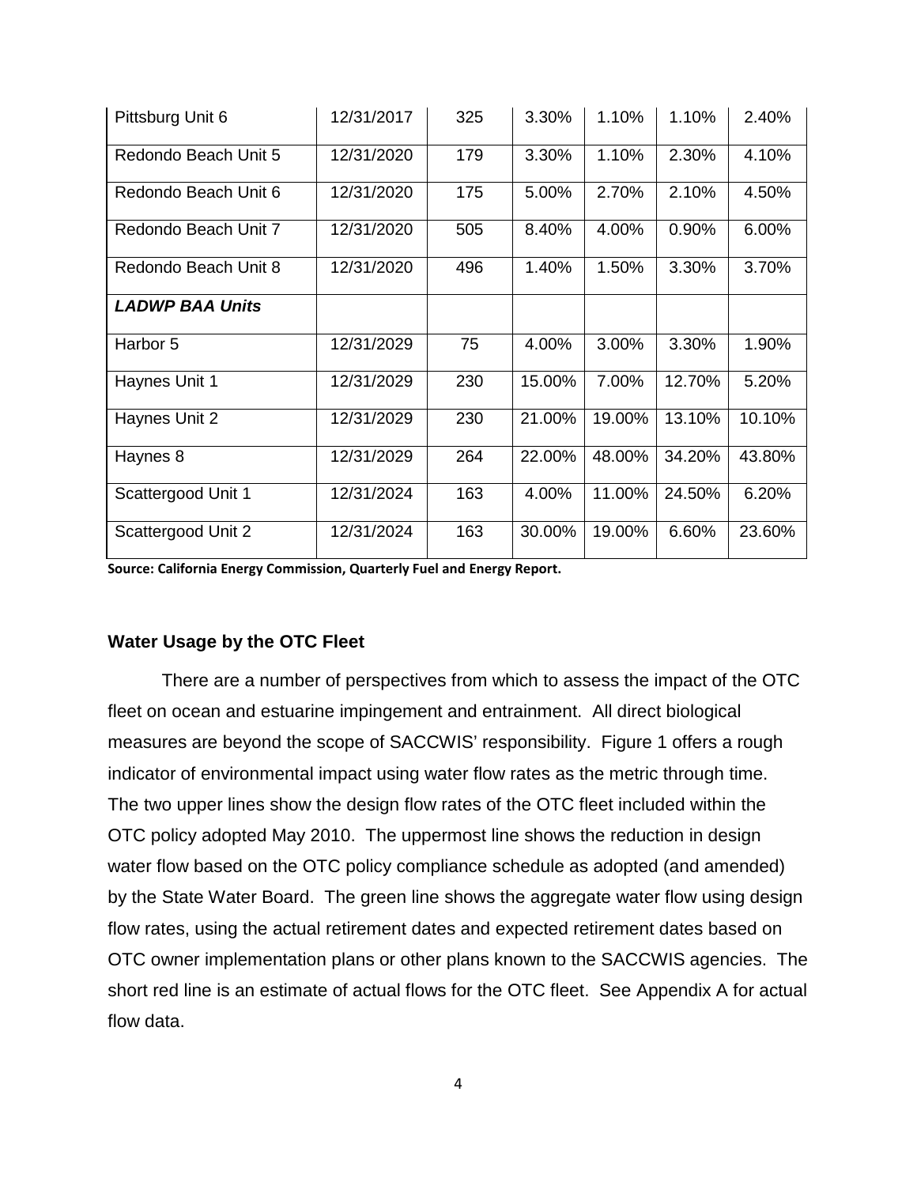| | | | | | | |
|---|---|---|---|---|---|---|
| Pittsburg Unit 6 | 12/31/2017 | 325 | 3.30% | 1.10% | 1.10% | 2.40% |
| Redondo Beach Unit 5 | 12/31/2020 | 179 | 3.30% | 1.10% | 2.30% | 4.10% |
| Redondo Beach Unit 6 | 12/31/2020 | 175 | 5.00% | 2.70% | 2.10% | 4.50% |
| Redondo Beach Unit 7 | 12/31/2020 | 505 | 8.40% | 4.00% | 0.90% | 6.00% |
| Redondo Beach Unit 8 | 12/31/2020 | 496 | 1.40% | 1.50% | 3.30% | 3.70% |
| ***LADWP BAA Units*** | | | | | | |
| Harbor 5 | 12/31/2029 | 75 | 4.00% | 3.00% | 3.30% | 1.90% |
| Haynes Unit 1 | 12/31/2029 | 230 | 15.00% | 7.00% | 12.70% | 5.20% |
| Haynes Unit 2 | 12/31/2029 | 230 | 21.00% | 19.00% | 13.10% | 10.10% |
| Haynes 8 | 12/31/2029 | 264 | 22.00% | 48.00% | 34.20% | 43.80% |
| Scattergood Unit 1 | 12/31/2024 | 163 | 4.00% | 11.00% | 24.50% | 6.20% |
| Scattergood Unit 2 | 12/31/2024 | 163 | 30.00% | 19.00% | 6.60% | 23.60% |

**Source: California Energy Commission, Quarterly Fuel and Energy Report.**

### Water Usage by the OTC Fleet

There are a number of perspectives from which to assess the impact of the OTC fleet on ocean and estuarine impingement and entrainment. All direct biological measures are beyond the scope of SACCWIS' responsibility. Figure 1 offers a rough indicator of environmental impact using water flow rates as the metric through time. The two upper lines show the design flow rates of the OTC fleet included within the OTC policy adopted May 2010. The uppermost line shows the reduction in design water flow based on the OTC policy compliance schedule as adopted (and amended) by the State Water Board. The green line shows the aggregate water flow using design flow rates, using the actual retirement dates and expected retirement dates based on OTC owner implementation plans or other plans known to the SACCWIS agencies. The short red line is an estimate of actual flows for the OTC fleet. See Appendix A for actual flow data.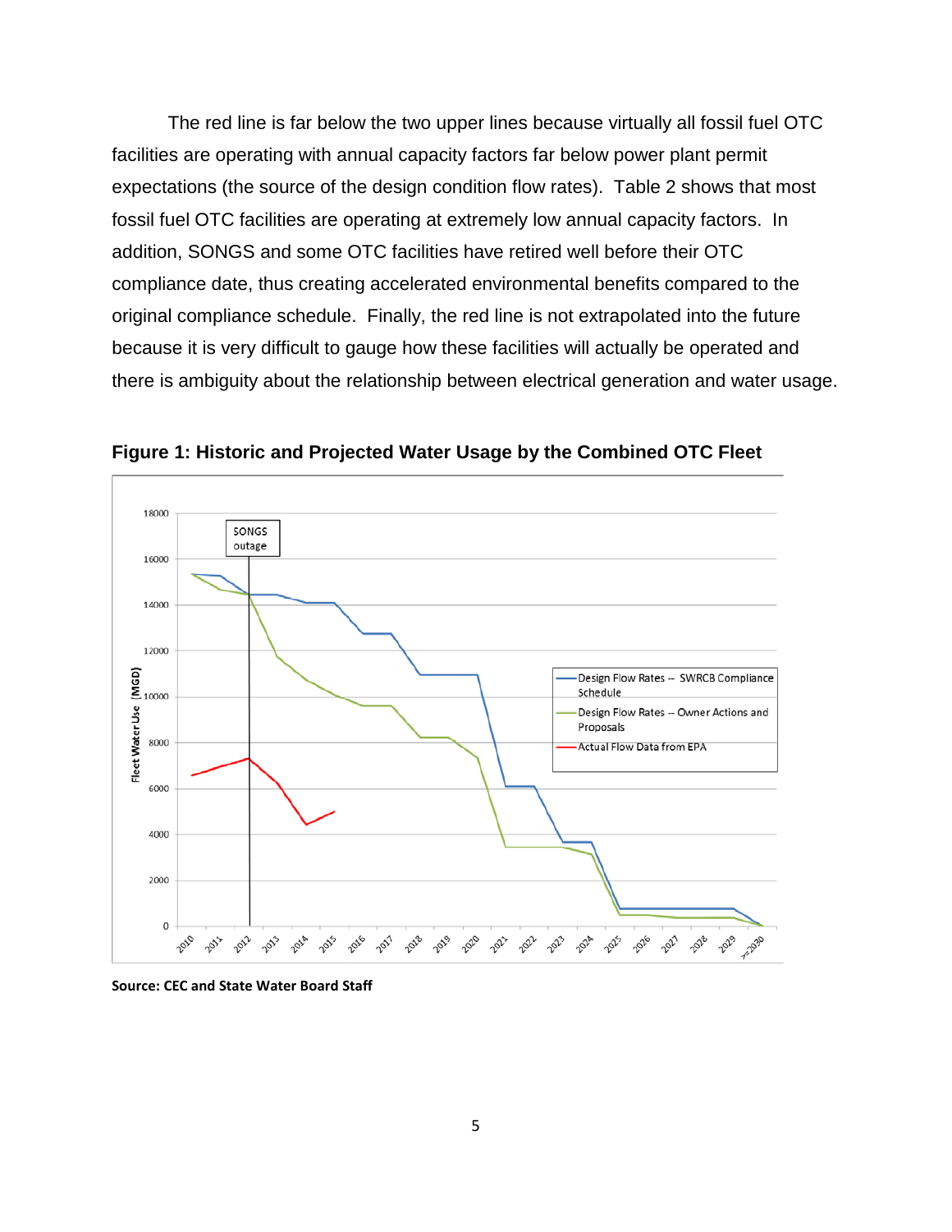The red line is far below the two upper lines because virtually all fossil fuel OTC facilities are operating with annual capacity factors far below power plant permit expectations (the source of the design condition flow rates). Table 2 shows that most fossil fuel OTC facilities are operating at extremely low annual capacity factors. In addition, SONGS and some OTC facilities have retired well before their OTC compliance date, thus creating accelerated environmental benefits compared to the original compliance schedule. Finally, the red line is not extrapolated into the future because it is very difficult to gauge how these facilities will actually be operated and there is ambiguity about the relationship between electrical generation and water usage.

**Figure 1: Historic and Projected Water Usage by the Combined OTC Fleet**

**Source: CEC and State Water Board Staff**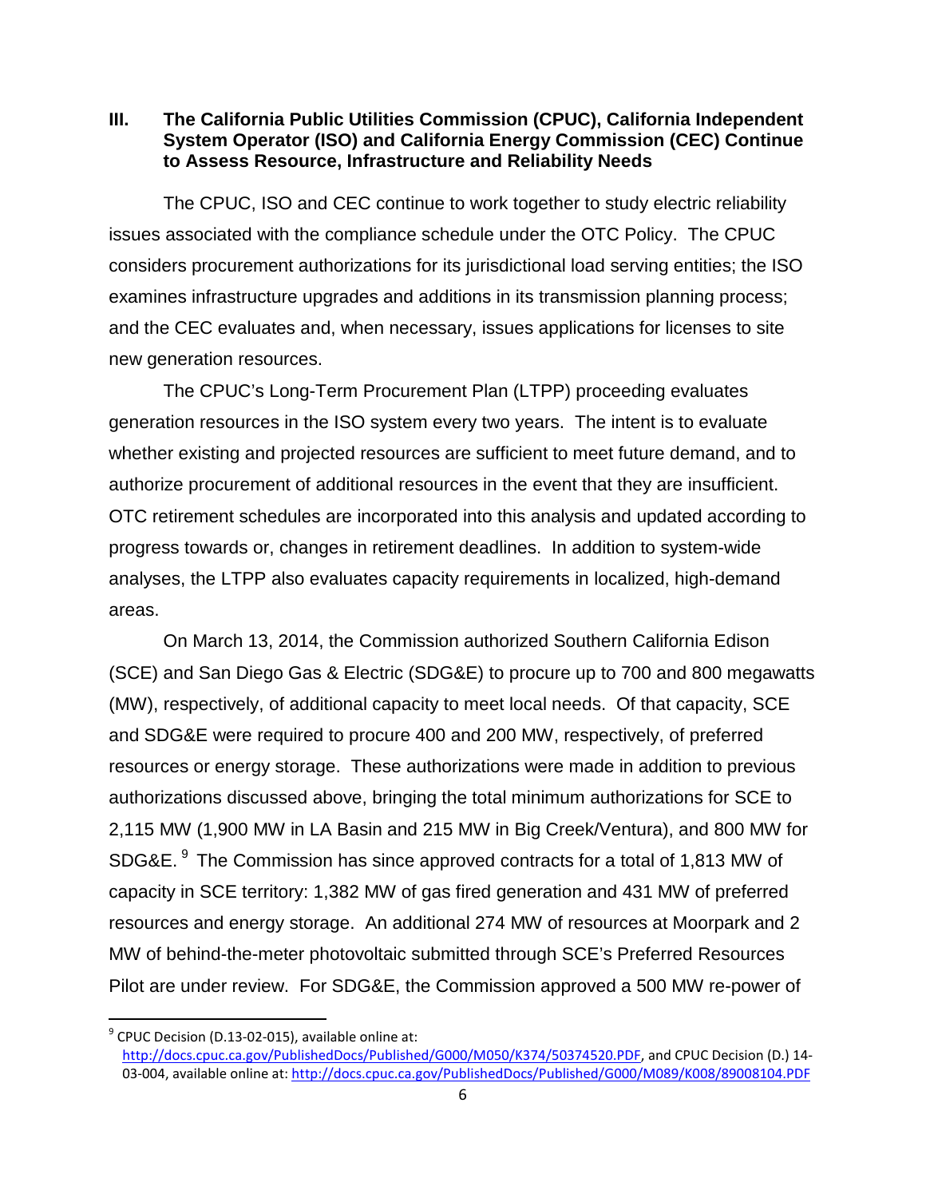## III. The California Public Utilities Commission (CPUC), California Independent System Operator (ISO) and California Energy Commission (CEC) Continue to Assess Resource, Infrastructure and Reliability Needs

The CPUC, ISO and CEC continue to work together to study electric reliability issues associated with the compliance schedule under the OTC Policy. The CPUC considers procurement authorizations for its jurisdictional load serving entities; the ISO examines infrastructure upgrades and additions in its transmission planning process; and the CEC evaluates and, when necessary, issues applications for licenses to site new generation resources.

The CPUC's Long-Term Procurement Plan (LTPP) proceeding evaluates generation resources in the ISO system every two years. The intent is to evaluate whether existing and projected resources are sufficient to meet future demand, and to authorize procurement of additional resources in the event that they are insufficient. OTC retirement schedules are incorporated into this analysis and updated according to progress towards or, changes in retirement deadlines. In addition to system-wide analyses, the LTPP also evaluates capacity requirements in localized, high-demand areas.

On March 13, 2014, the Commission authorized Southern California Edison (SCE) and San Diego Gas & Electric (SDG&E) to procure up to 700 and 800 megawatts (MW), respectively, of additional capacity to meet local needs. Of that capacity, SCE and SDG&E were required to procure 400 and 200 MW, respectively, of preferred resources or energy storage. These authorizations were made in addition to previous authorizations discussed above, bringing the total minimum authorizations for SCE to 2,115 MW (1,900 MW in LA Basin and 215 MW in Big Creek/Ventura), and 800 MW for SDG&E. [9] The Commission has since approved contracts for a total of 1,813 MW of capacity in SCE territory: 1,382 MW of gas fired generation and 431 MW of preferred resources and energy storage. An additional 274 MW of resources at Moorpark and 2 MW of behind-the-meter photovoltaic submitted through SCE's Preferred Resources Pilot are under review. For SDG&E, the Commission approved a 500 MW re-power of

---

[9] CPUC Decision (D.13-02-015), available online at: http://docs.cpuc.ca.gov/PublishedDocs/Published/G000/M050/K374/50374520.PDF, and CPUC Decision (D.) 14-03-004, available online at: http://docs.cpuc.ca.gov/PublishedDocs/Published/G000/M089/K008/89008104.PDF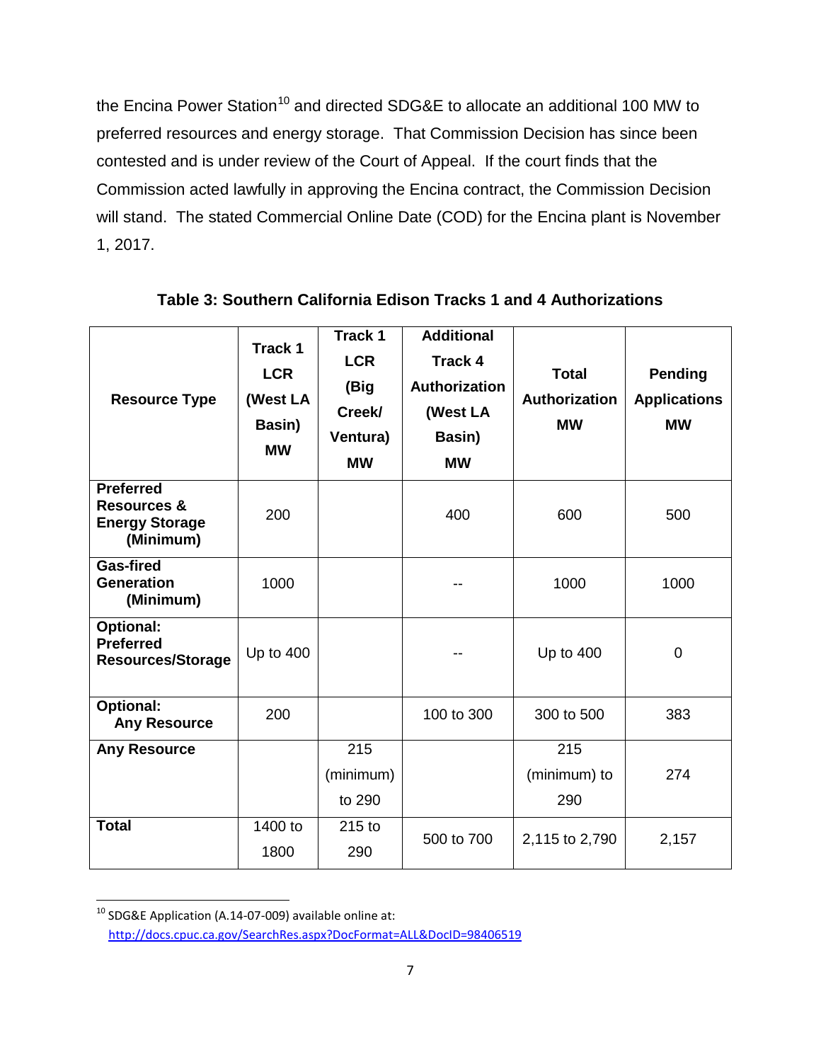the Encina Power Station[10] and directed SDG&E to allocate an additional 100 MW to preferred resources and energy storage. That Commission Decision has since been contested and is under review of the Court of Appeal. If the court finds that the Commission acted lawfully in approving the Encina contract, the Commission Decision will stand. The stated Commercial Online Date (COD) for the Encina plant is November 1, 2017.

**Table 3: Southern California Edison Tracks 1 and 4 Authorizations**

| Resource Type | Track 1 LCR (West LA Basin) MW | Track 1 LCR (Big Creek/ Ventura) MW | Additional Track 4 Authorization (West LA Basin) MW | Total Authorization MW | Pending Applications MW |
|---|---|---|---|---|---|
| **Preferred Resources & Energy Storage (Minimum)** | 200 | | 400 | 600 | 500 |
| **Gas-fired Generation (Minimum)** | 1000 | | -- | 1000 | 1000 |
| **Optional: Preferred Resources/Storage** | Up to 400 | | -- | Up to 400 | 0 |
| **Optional: Any Resource** | 200 | | 100 to 300 | 300 to 500 | 383 |
| **Any Resource** | | 215 (minimum) to 290 | | 215 (minimum) to 290 | 274 |
| **Total** | 1400 to 1800 | 215 to 290 | 500 to 700 | 2,115 to 2,790 | 2,157 |

[10] SDG&E Application (A.14-07-009) available online at: http://docs.cpuc.ca.gov/SearchRes.aspx?DocFormat=ALL&DocID=98406519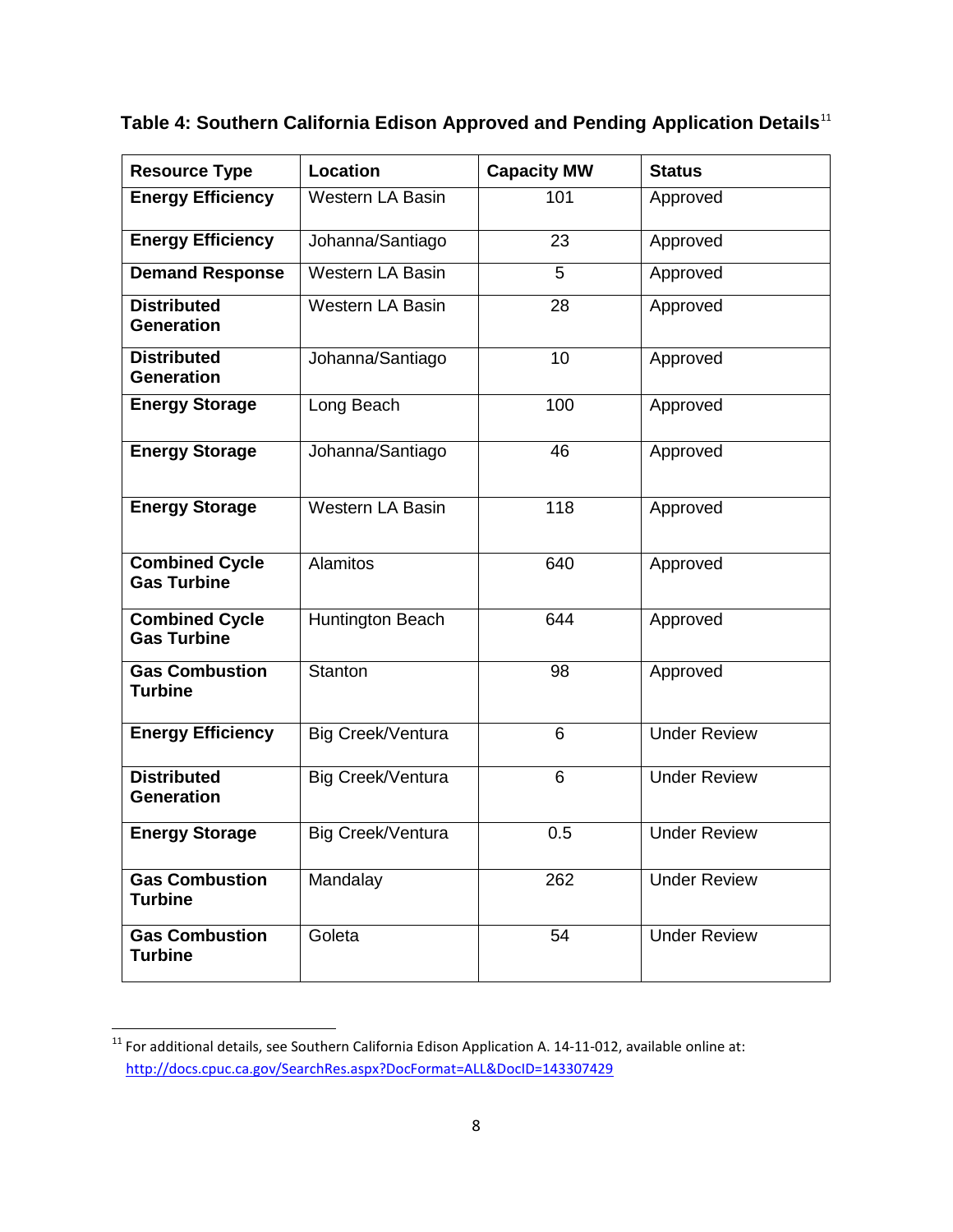**Table 4: Southern California Edison Approved and Pending Application Details**[11]

| Resource Type | Location | Capacity MW | Status |
|---|---|---|---|
| **Energy Efficiency** | Western LA Basin | 101 | Approved |
| **Energy Efficiency** | Johanna/Santiago | 23 | Approved |
| **Demand Response** | Western LA Basin | 5 | Approved |
| **Distributed Generation** | Western LA Basin | 28 | Approved |
| **Distributed Generation** | Johanna/Santiago | 10 | Approved |
| **Energy Storage** | Long Beach | 100 | Approved |
| **Energy Storage** | Johanna/Santiago | 46 | Approved |
| **Energy Storage** | Western LA Basin | 118 | Approved |
| **Combined Cycle Gas Turbine** | Alamitos | 640 | Approved |
| **Combined Cycle Gas Turbine** | Huntington Beach | 644 | Approved |
| **Gas Combustion Turbine** | Stanton | 98 | Approved |
| **Energy Efficiency** | Big Creek/Ventura | 6 | Under Review |
| **Distributed Generation** | Big Creek/Ventura | 6 | Under Review |
| **Energy Storage** | Big Creek/Ventura | 0.5 | Under Review |
| **Gas Combustion Turbine** | Mandalay | 262 | Under Review |
| **Gas Combustion Turbine** | Goleta | 54 | Under Review |

[11] For additional details, see Southern California Edison Application A. 14-11-012, available online at: http://docs.cpuc.ca.gov/SearchRes.aspx?DocFormat=ALL&DocID=143307429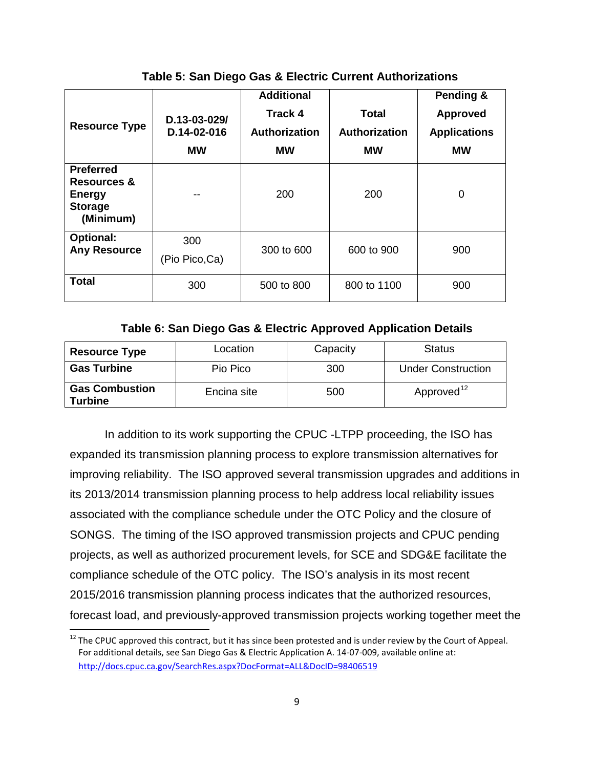**Table 5: San Diego Gas & Electric Current Authorizations**

| Resource Type | D.13-03-029/ D.14-02-016 MW | Additional Track 4 Authorization MW | Total Authorization MW | Pending & Approved Applications MW |
|---|---|---|---|---|
| **Preferred Resources & Energy Storage (Minimum)** | -- | 200 | 200 | 0 |
| **Optional: Any Resource** | 300 (Pio Pico,Ca) | 300 to 600 | 600 to 900 | 900 |
| **Total** | 300 | 500 to 800 | 800 to 1100 | 900 |

**Table 6: San Diego Gas & Electric Approved Application Details**

| Resource Type | Location | Capacity | Status |
|---|---|---|---|
| **Gas Turbine** | Pio Pico | 300 | Under Construction |
| **Gas Combustion Turbine** | Encina site | 500 | Approved[12] |

In addition to its work supporting the CPUC -LTPP proceeding, the ISO has expanded its transmission planning process to explore transmission alternatives for improving reliability. The ISO approved several transmission upgrades and additions in its 2013/2014 transmission planning process to help address local reliability issues associated with the compliance schedule under the OTC Policy and the closure of SONGS. The timing of the ISO approved transmission projects and CPUC pending projects, as well as authorized procurement levels, for SCE and SDG&E facilitate the compliance schedule of the OTC policy. The ISO's analysis in its most recent 2015/2016 transmission planning process indicates that the authorized resources, forecast load, and previously-approved transmission projects working together meet the

[12] The CPUC approved this contract, but it has since been protested and is under review by the Court of Appeal. For additional details, see San Diego Gas & Electric Application A. 14-07-009, available online at: http://docs.cpuc.ca.gov/SearchRes.aspx?DocFormat=ALL&DocID=98406519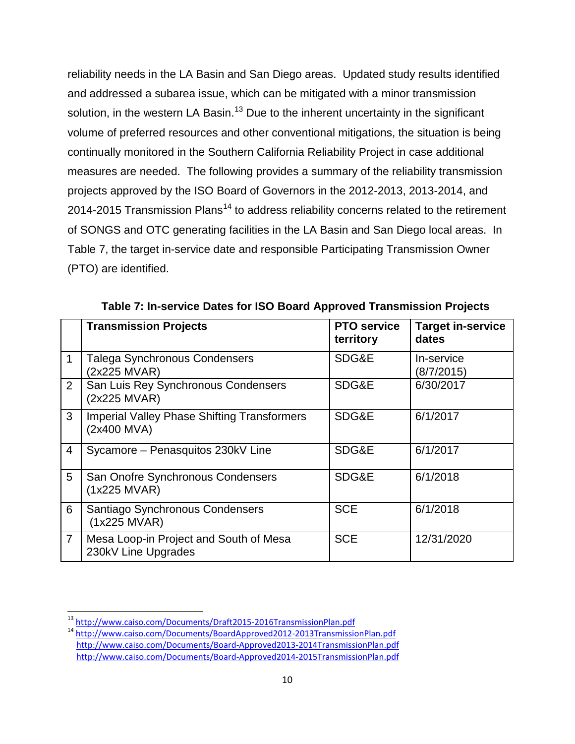reliability needs in the LA Basin and San Diego areas. Updated study results identified and addressed a subarea issue, which can be mitigated with a minor transmission solution, in the western LA Basin.[13] Due to the inherent uncertainty in the significant volume of preferred resources and other conventional mitigations, the situation is being continually monitored in the Southern California Reliability Project in case additional measures are needed. The following provides a summary of the reliability transmission projects approved by the ISO Board of Governors in the 2012-2013, 2013-2014, and 2014-2015 Transmission Plans[14] to address reliability concerns related to the retirement of SONGS and OTC generating facilities in the LA Basin and San Diego local areas. In Table 7, the target in-service date and responsible Participating Transmission Owner (PTO) are identified.

**Table 7: In-service Dates for ISO Board Approved Transmission Projects**

| | Transmission Projects | PTO service territory | Target in-service dates |
|---|---|---|---|
| 1 | Talega Synchronous Condensers (2x225 MVAR) | SDG&E | In-service (8/7/2015) |
| 2 | San Luis Rey Synchronous Condensers (2x225 MVAR) | SDG&E | 6/30/2017 |
| 3 | Imperial Valley Phase Shifting Transformers (2x400 MVA) | SDG&E | 6/1/2017 |
| 4 | Sycamore – Penasquitos 230kV Line | SDG&E | 6/1/2017 |
| 5 | San Onofre Synchronous Condensers (1x225 MVAR) | SDG&E | 6/1/2018 |
| 6 | Santiago Synchronous Condensers (1x225 MVAR) | SCE | 6/1/2018 |
| 7 | Mesa Loop-in Project and South of Mesa 230kV Line Upgrades | SCE | 12/31/2020 |

[13] http://www.caiso.com/Documents/Draft2015-2016TransmissionPlan.pdf

[14] http://www.caiso.com/Documents/BoardApproved2012-2013TransmissionPlan.pdf
http://www.caiso.com/Documents/Board-Approved2013-2014TransmissionPlan.pdf
http://www.caiso.com/Documents/Board-Approved2014-2015TransmissionPlan.pdf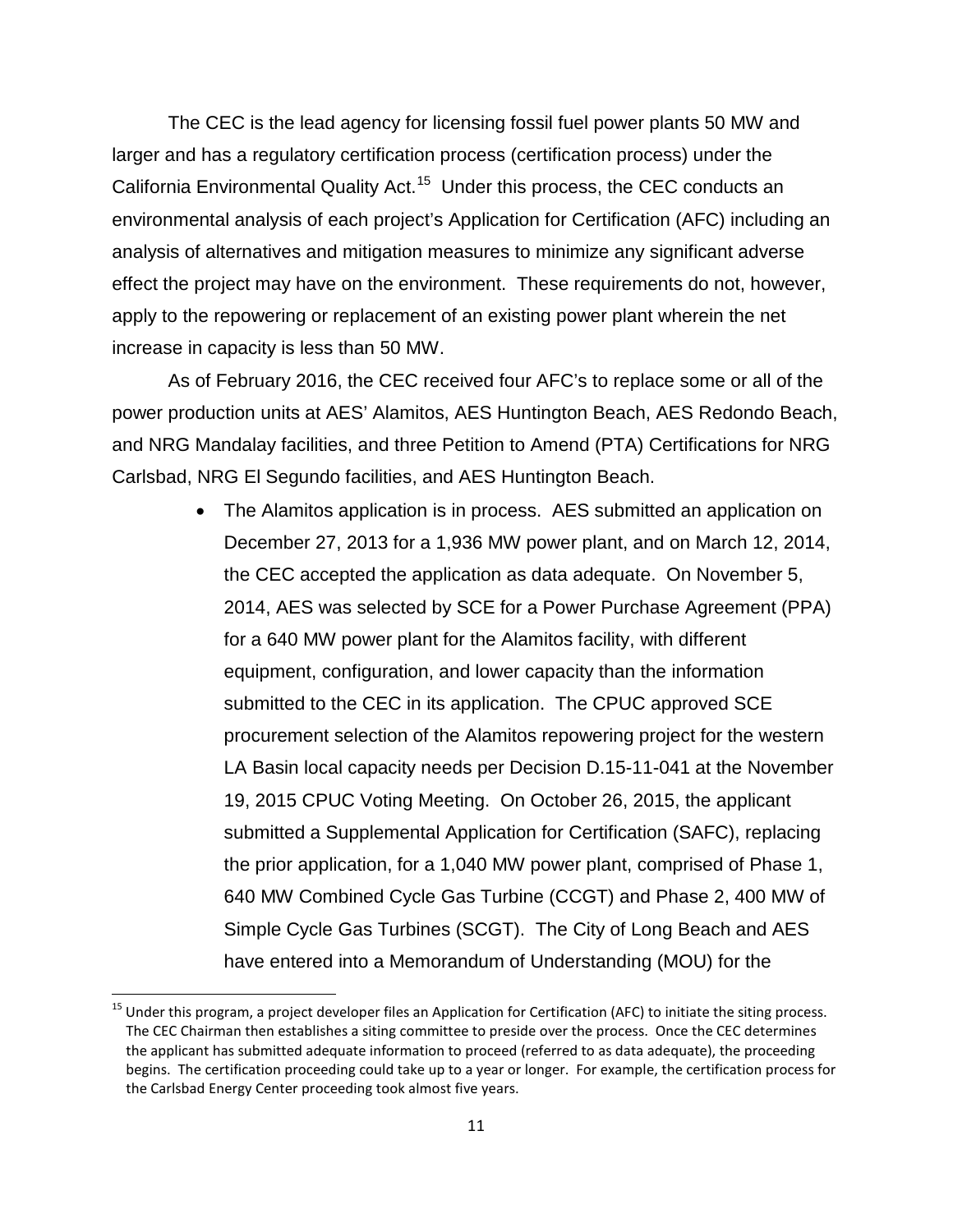The CEC is the lead agency for licensing fossil fuel power plants 50 MW and larger and has a regulatory certification process (certification process) under the California Environmental Quality Act.[15] Under this process, the CEC conducts an environmental analysis of each project's Application for Certification (AFC) including an analysis of alternatives and mitigation measures to minimize any significant adverse effect the project may have on the environment. These requirements do not, however, apply to the repowering or replacement of an existing power plant wherein the net increase in capacity is less than 50 MW.

As of February 2016, the CEC received four AFC's to replace some or all of the power production units at AES' Alamitos, AES Huntington Beach, AES Redondo Beach, and NRG Mandalay facilities, and three Petition to Amend (PTA) Certifications for NRG Carlsbad, NRG El Segundo facilities, and AES Huntington Beach.

- The Alamitos application is in process. AES submitted an application on December 27, 2013 for a 1,936 MW power plant, and on March 12, 2014, the CEC accepted the application as data adequate. On November 5, 2014, AES was selected by SCE for a Power Purchase Agreement (PPA) for a 640 MW power plant for the Alamitos facility, with different equipment, configuration, and lower capacity than the information submitted to the CEC in its application. The CPUC approved SCE procurement selection of the Alamitos repowering project for the western LA Basin local capacity needs per Decision D.15-11-041 at the November 19, 2015 CPUC Voting Meeting. On October 26, 2015, the applicant submitted a Supplemental Application for Certification (SAFC), replacing the prior application, for a 1,040 MW power plant, comprised of Phase 1, 640 MW Combined Cycle Gas Turbine (CCGT) and Phase 2, 400 MW of Simple Cycle Gas Turbines (SCGT). The City of Long Beach and AES have entered into a Memorandum of Understanding (MOU) for the

[15] Under this program, a project developer files an Application for Certification (AFC) to initiate the siting process. The CEC Chairman then establishes a siting committee to preside over the process. Once the CEC determines the applicant has submitted adequate information to proceed (referred to as data adequate), the proceeding begins. The certification proceeding could take up to a year or longer. For example, the certification process for the Carlsbad Energy Center proceeding took almost five years.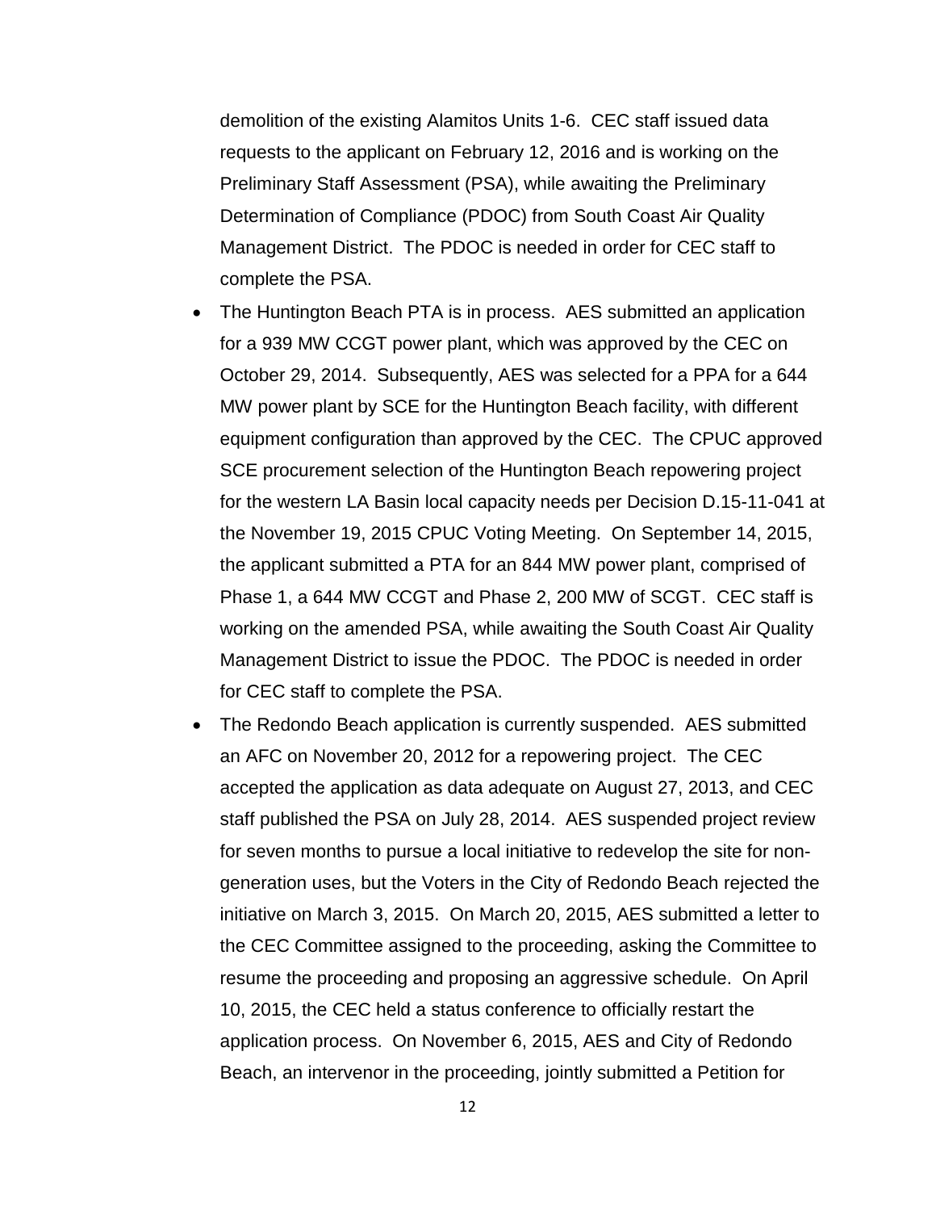demolition of the existing Alamitos Units 1-6. CEC staff issued data requests to the applicant on February 12, 2016 and is working on the Preliminary Staff Assessment (PSA), while awaiting the Preliminary Determination of Compliance (PDOC) from South Coast Air Quality Management District. The PDOC is needed in order for CEC staff to complete the PSA.

- The Huntington Beach PTA is in process. AES submitted an application for a 939 MW CCGT power plant, which was approved by the CEC on October 29, 2014. Subsequently, AES was selected for a PPA for a 644 MW power plant by SCE for the Huntington Beach facility, with different equipment configuration than approved by the CEC. The CPUC approved SCE procurement selection of the Huntington Beach repowering project for the western LA Basin local capacity needs per Decision D.15-11-041 at the November 19, 2015 CPUC Voting Meeting. On September 14, 2015, the applicant submitted a PTA for an 844 MW power plant, comprised of Phase 1, a 644 MW CCGT and Phase 2, 200 MW of SCGT. CEC staff is working on the amended PSA, while awaiting the South Coast Air Quality Management District to issue the PDOC. The PDOC is needed in order for CEC staff to complete the PSA.
- The Redondo Beach application is currently suspended. AES submitted an AFC on November 20, 2012 for a repowering project. The CEC accepted the application as data adequate on August 27, 2013, and CEC staff published the PSA on July 28, 2014. AES suspended project review for seven months to pursue a local initiative to redevelop the site for non-generation uses, but the Voters in the City of Redondo Beach rejected the initiative on March 3, 2015. On March 20, 2015, AES submitted a letter to the CEC Committee assigned to the proceeding, asking the Committee to resume the proceeding and proposing an aggressive schedule. On April 10, 2015, the CEC held a status conference to officially restart the application process. On November 6, 2015, AES and City of Redondo Beach, an intervenor in the proceeding, jointly submitted a Petition for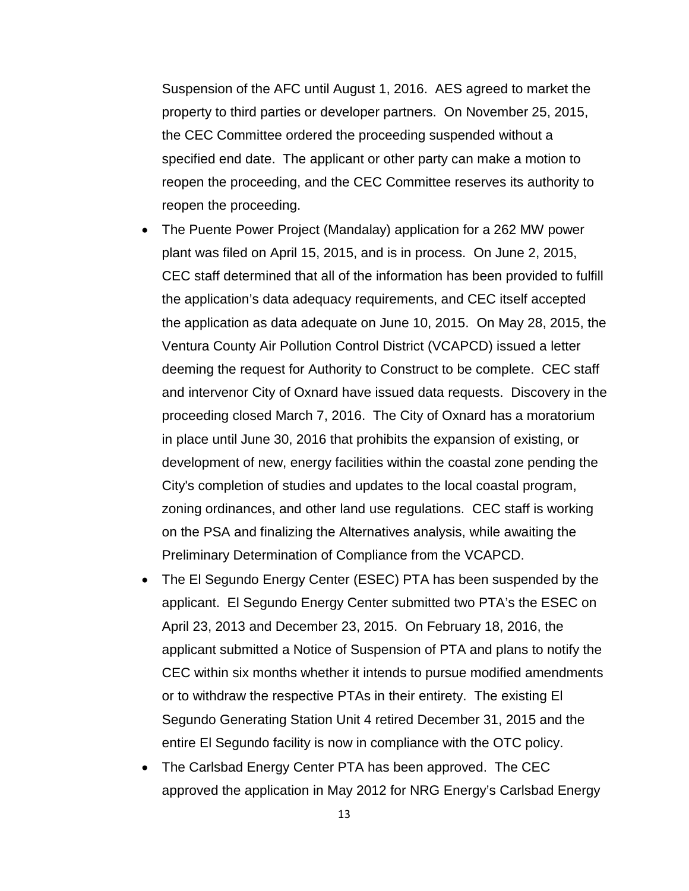Suspension of the AFC until August 1, 2016. AES agreed to market the property to third parties or developer partners. On November 25, 2015, the CEC Committee ordered the proceeding suspended without a specified end date. The applicant or other party can make a motion to reopen the proceeding, and the CEC Committee reserves its authority to reopen the proceeding.

- The Puente Power Project (Mandalay) application for a 262 MW power plant was filed on April 15, 2015, and is in process. On June 2, 2015, CEC staff determined that all of the information has been provided to fulfill the application's data adequacy requirements, and CEC itself accepted the application as data adequate on June 10, 2015. On May 28, 2015, the Ventura County Air Pollution Control District (VCAPCD) issued a letter deeming the request for Authority to Construct to be complete. CEC staff and intervenor City of Oxnard have issued data requests. Discovery in the proceeding closed March 7, 2016. The City of Oxnard has a moratorium in place until June 30, 2016 that prohibits the expansion of existing, or development of new, energy facilities within the coastal zone pending the City's completion of studies and updates to the local coastal program, zoning ordinances, and other land use regulations. CEC staff is working on the PSA and finalizing the Alternatives analysis, while awaiting the Preliminary Determination of Compliance from the VCAPCD.
- The El Segundo Energy Center (ESEC) PTA has been suspended by the applicant. El Segundo Energy Center submitted two PTA's the ESEC on April 23, 2013 and December 23, 2015. On February 18, 2016, the applicant submitted a Notice of Suspension of PTA and plans to notify the CEC within six months whether it intends to pursue modified amendments or to withdraw the respective PTAs in their entirety. The existing El Segundo Generating Station Unit 4 retired December 31, 2015 and the entire El Segundo facility is now in compliance with the OTC policy.
- The Carlsbad Energy Center PTA has been approved. The CEC approved the application in May 2012 for NRG Energy's Carlsbad Energy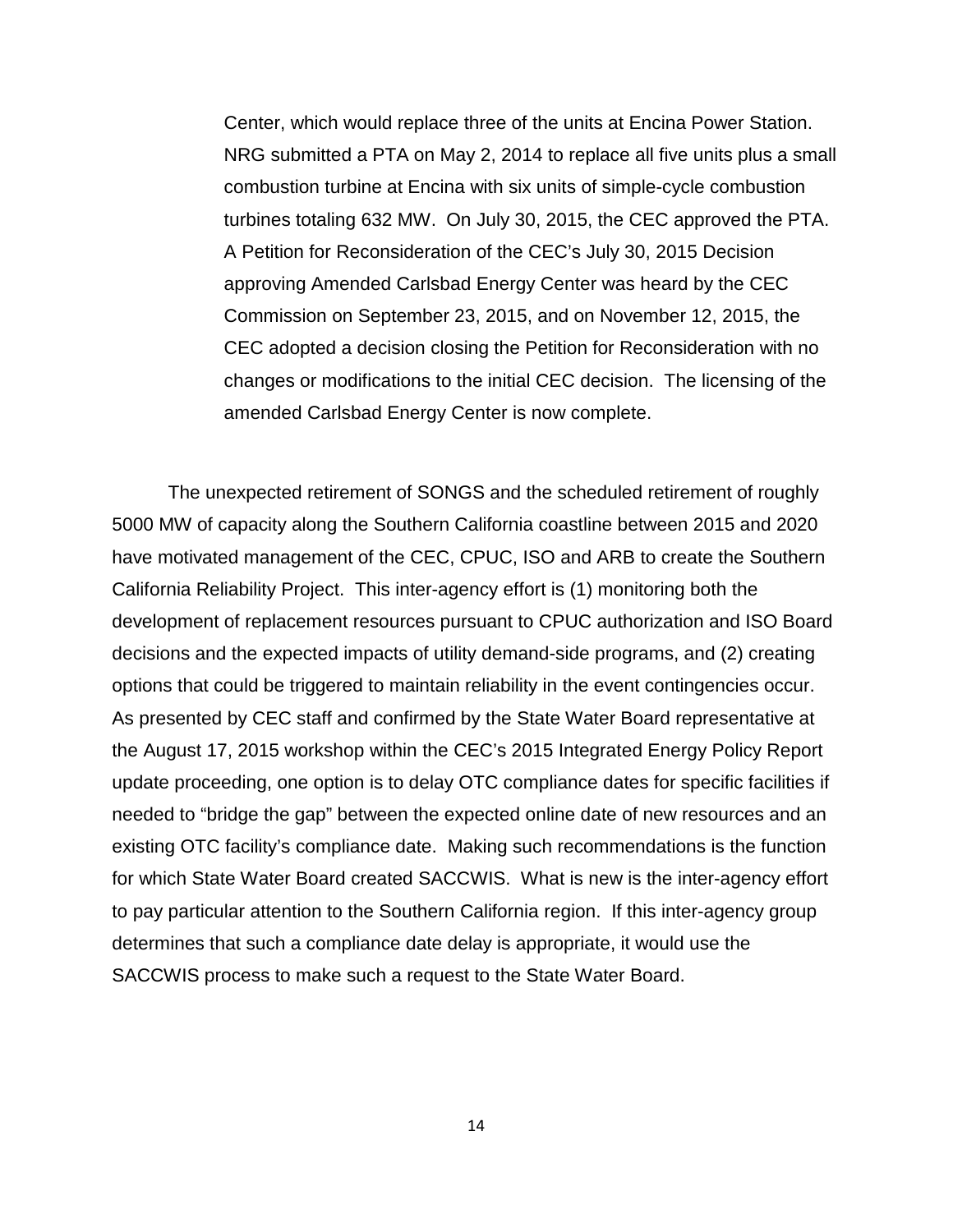Center, which would replace three of the units at Encina Power Station. NRG submitted a PTA on May 2, 2014 to replace all five units plus a small combustion turbine at Encina with six units of simple-cycle combustion turbines totaling 632 MW. On July 30, 2015, the CEC approved the PTA. A Petition for Reconsideration of the CEC's July 30, 2015 Decision approving Amended Carlsbad Energy Center was heard by the CEC Commission on September 23, 2015, and on November 12, 2015, the CEC adopted a decision closing the Petition for Reconsideration with no changes or modifications to the initial CEC decision. The licensing of the amended Carlsbad Energy Center is now complete.

The unexpected retirement of SONGS and the scheduled retirement of roughly 5000 MW of capacity along the Southern California coastline between 2015 and 2020 have motivated management of the CEC, CPUC, ISO and ARB to create the Southern California Reliability Project. This inter-agency effort is (1) monitoring both the development of replacement resources pursuant to CPUC authorization and ISO Board decisions and the expected impacts of utility demand-side programs, and (2) creating options that could be triggered to maintain reliability in the event contingencies occur. As presented by CEC staff and confirmed by the State Water Board representative at the August 17, 2015 workshop within the CEC's 2015 Integrated Energy Policy Report update proceeding, one option is to delay OTC compliance dates for specific facilities if needed to "bridge the gap" between the expected online date of new resources and an existing OTC facility's compliance date. Making such recommendations is the function for which State Water Board created SACCWIS. What is new is the inter-agency effort to pay particular attention to the Southern California region. If this inter-agency group determines that such a compliance date delay is appropriate, it would use the SACCWIS process to make such a request to the State Water Board.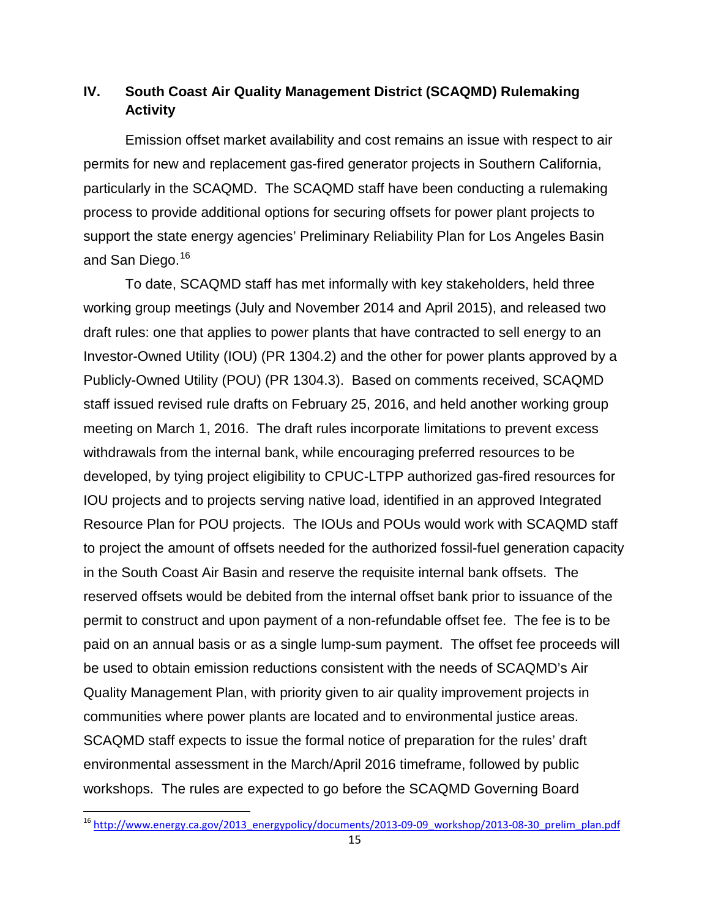## IV. South Coast Air Quality Management District (SCAQMD) Rulemaking Activity

Emission offset market availability and cost remains an issue with respect to air permits for new and replacement gas-fired generator projects in Southern California, particularly in the SCAQMD. The SCAQMD staff have been conducting a rulemaking process to provide additional options for securing offsets for power plant projects to support the state energy agencies' Preliminary Reliability Plan for Los Angeles Basin and San Diego.[16]

To date, SCAQMD staff has met informally with key stakeholders, held three working group meetings (July and November 2014 and April 2015), and released two draft rules: one that applies to power plants that have contracted to sell energy to an Investor-Owned Utility (IOU) (PR 1304.2) and the other for power plants approved by a Publicly-Owned Utility (POU) (PR 1304.3). Based on comments received, SCAQMD staff issued revised rule drafts on February 25, 2016, and held another working group meeting on March 1, 2016. The draft rules incorporate limitations to prevent excess withdrawals from the internal bank, while encouraging preferred resources to be developed, by tying project eligibility to CPUC-LTPP authorized gas-fired resources for IOU projects and to projects serving native load, identified in an approved Integrated Resource Plan for POU projects. The IOUs and POUs would work with SCAQMD staff to project the amount of offsets needed for the authorized fossil-fuel generation capacity in the South Coast Air Basin and reserve the requisite internal bank offsets. The reserved offsets would be debited from the internal offset bank prior to issuance of the permit to construct and upon payment of a non-refundable offset fee. The fee is to be paid on an annual basis or as a single lump-sum payment. The offset fee proceeds will be used to obtain emission reductions consistent with the needs of SCAQMD's Air Quality Management Plan, with priority given to air quality improvement projects in communities where power plants are located and to environmental justice areas. SCAQMD staff expects to issue the formal notice of preparation for the rules' draft environmental assessment in the March/April 2016 timeframe, followed by public workshops. The rules are expected to go before the SCAQMD Governing Board

[16] http://www.energy.ca.gov/2013_energypolicy/documents/2013-09-09_workshop/2013-08-30_prelim_plan.pdf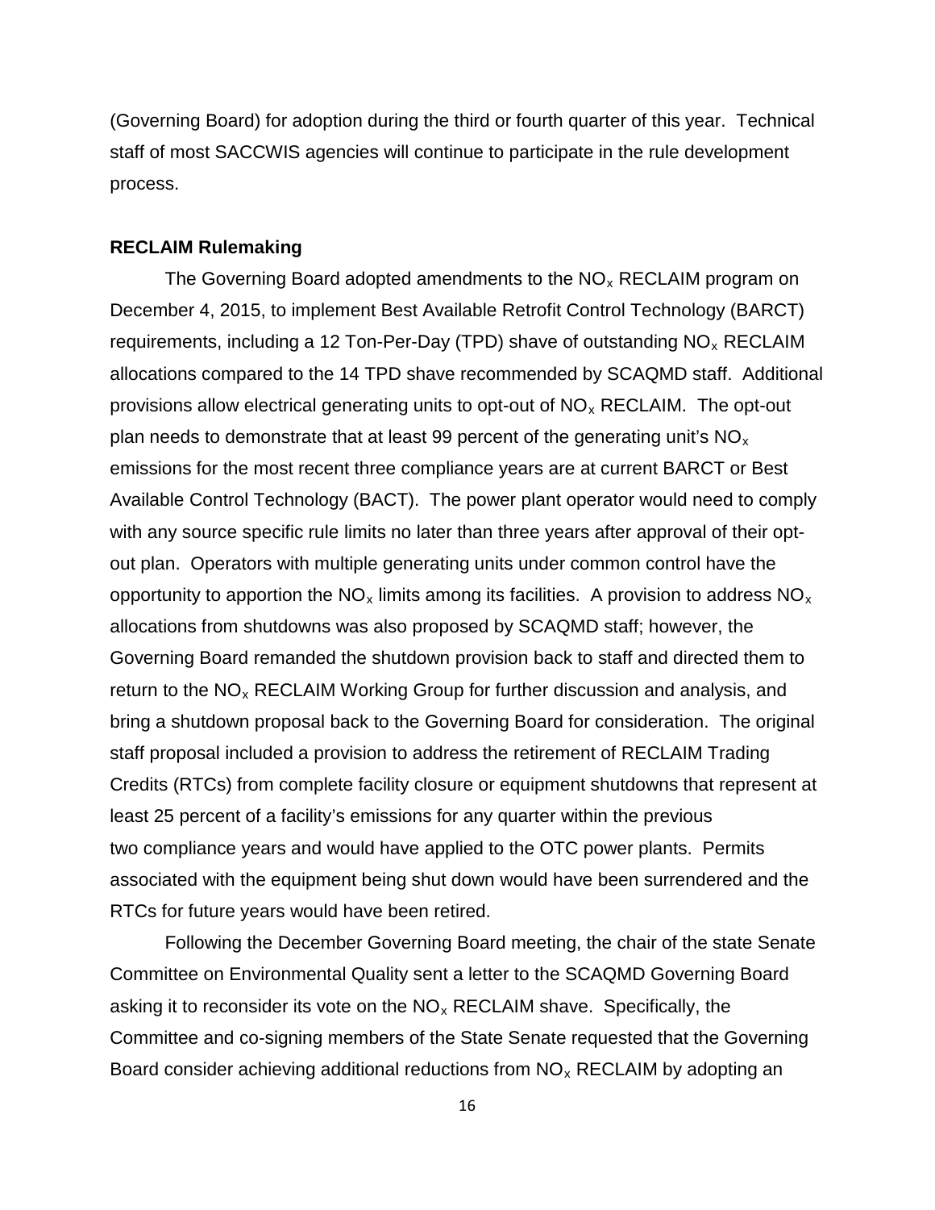(Governing Board) for adoption during the third or fourth quarter of this year. Technical staff of most SACCWIS agencies will continue to participate in the rule development process.

**RECLAIM Rulemaking**

The Governing Board adopted amendments to the $NO_x$ RECLAIM program on December 4, 2015, to implement Best Available Retrofit Control Technology (BARCT) requirements, including a 12 Ton-Per-Day (TPD) shave of outstanding $NO_x$ RECLAIM allocations compared to the 14 TPD shave recommended by SCAQMD staff. Additional provisions allow electrical generating units to opt-out of $NO_x$ RECLAIM. The opt-out plan needs to demonstrate that at least 99 percent of the generating unit's $NO_x$ emissions for the most recent three compliance years are at current BARCT or Best Available Control Technology (BACT). The power plant operator would need to comply with any source specific rule limits no later than three years after approval of their opt-out plan. Operators with multiple generating units under common control have the opportunity to apportion the $NO_x$ limits among its facilities. A provision to address $NO_x$ allocations from shutdowns was also proposed by SCAQMD staff; however, the Governing Board remanded the shutdown provision back to staff and directed them to return to the $NO_x$ RECLAIM Working Group for further discussion and analysis, and bring a shutdown proposal back to the Governing Board for consideration. The original staff proposal included a provision to address the retirement of RECLAIM Trading Credits (RTCs) from complete facility closure or equipment shutdowns that represent at least 25 percent of a facility's emissions for any quarter within the previous two compliance years and would have applied to the OTC power plants. Permits associated with the equipment being shut down would have been surrendered and the RTCs for future years would have been retired.

Following the December Governing Board meeting, the chair of the state Senate Committee on Environmental Quality sent a letter to the SCAQMD Governing Board asking it to reconsider its vote on the $NO_x$ RECLAIM shave. Specifically, the Committee and co-signing members of the State Senate requested that the Governing Board consider achieving additional reductions from $NO_x$ RECLAIM by adopting an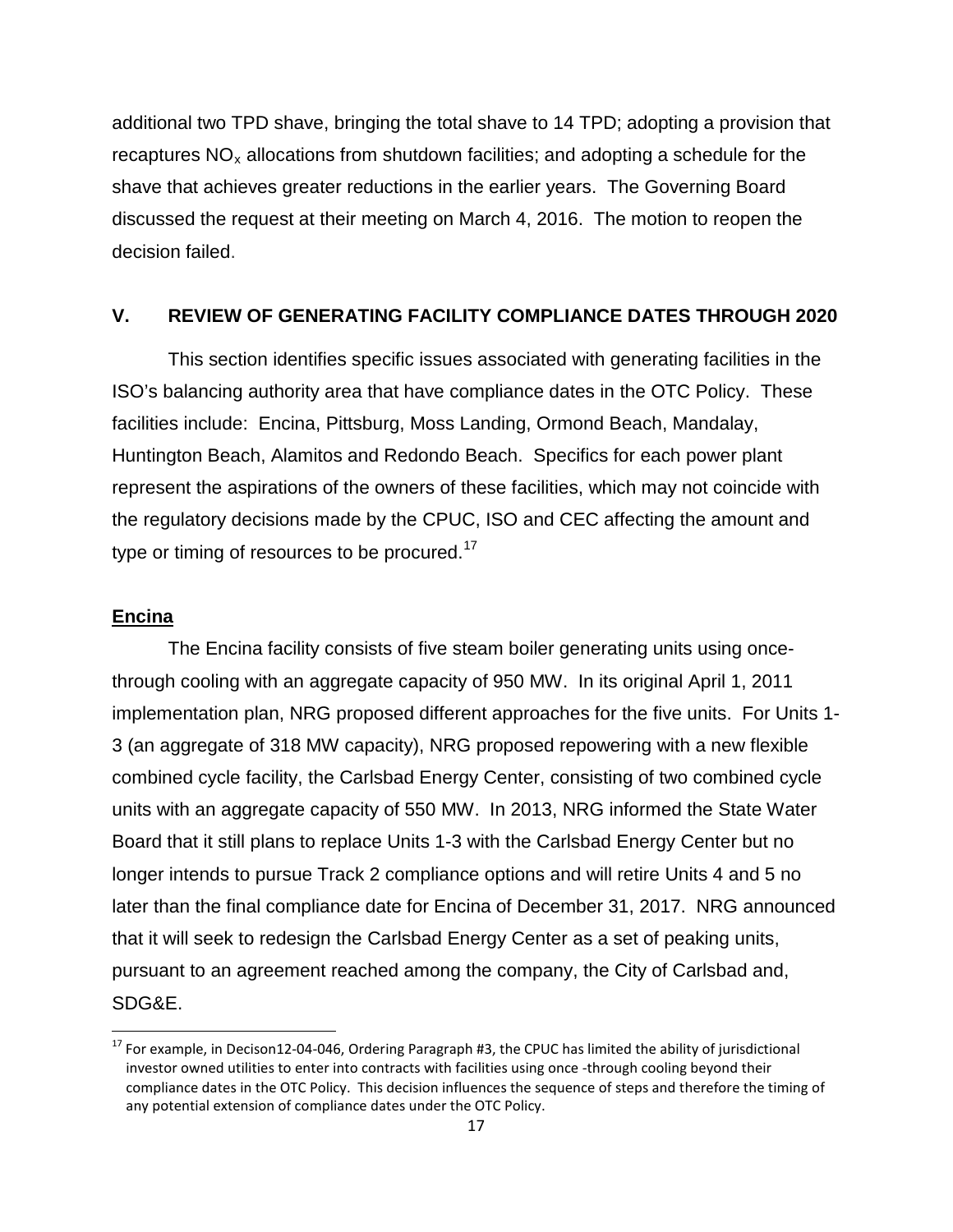additional two TPD shave, bringing the total shave to 14 TPD; adopting a provision that recaptures $NO_x$ allocations from shutdown facilities; and adopting a schedule for the shave that achieves greater reductions in the earlier years. The Governing Board discussed the request at their meeting on March 4, 2016. The motion to reopen the decision failed.

## V. REVIEW OF GENERATING FACILITY COMPLIANCE DATES THROUGH 2020

This section identifies specific issues associated with generating facilities in the ISO's balancing authority area that have compliance dates in the OTC Policy. These facilities include: Encina, Pittsburg, Moss Landing, Ormond Beach, Mandalay, Huntington Beach, Alamitos and Redondo Beach. Specifics for each power plant represent the aspirations of the owners of these facilities, which may not coincide with the regulatory decisions made by the CPUC, ISO and CEC affecting the amount and type or timing of resources to be procured.[17]

### Encina

The Encina facility consists of five steam boiler generating units using once-through cooling with an aggregate capacity of 950 MW. In its original April 1, 2011 implementation plan, NRG proposed different approaches for the five units. For Units 1-3 (an aggregate of 318 MW capacity), NRG proposed repowering with a new flexible combined cycle facility, the Carlsbad Energy Center, consisting of two combined cycle units with an aggregate capacity of 550 MW. In 2013, NRG informed the State Water Board that it still plans to replace Units 1-3 with the Carlsbad Energy Center but no longer intends to pursue Track 2 compliance options and will retire Units 4 and 5 no later than the final compliance date for Encina of December 31, 2017. NRG announced that it will seek to redesign the Carlsbad Energy Center as a set of peaking units, pursuant to an agreement reached among the company, the City of Carlsbad and, SDG&E.

---

[17] For example, in Decison12-04-046, Ordering Paragraph #3, the CPUC has limited the ability of jurisdictional investor owned utilities to enter into contracts with facilities using once -through cooling beyond their compliance dates in the OTC Policy. This decision influences the sequence of steps and therefore the timing of any potential extension of compliance dates under the OTC Policy.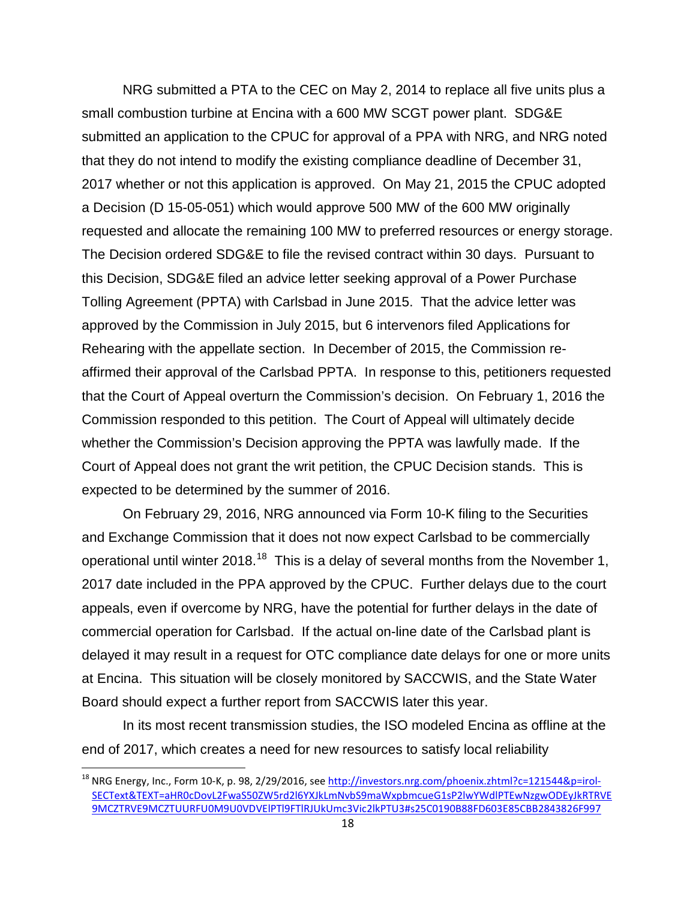NRG submitted a PTA to the CEC on May 2, 2014 to replace all five units plus a small combustion turbine at Encina with a 600 MW SCGT power plant. SDG&E submitted an application to the CPUC for approval of a PPA with NRG, and NRG noted that they do not intend to modify the existing compliance deadline of December 31, 2017 whether or not this application is approved. On May 21, 2015 the CPUC adopted a Decision (D 15-05-051) which would approve 500 MW of the 600 MW originally requested and allocate the remaining 100 MW to preferred resources or energy storage. The Decision ordered SDG&E to file the revised contract within 30 days. Pursuant to this Decision, SDG&E filed an advice letter seeking approval of a Power Purchase Tolling Agreement (PPTA) with Carlsbad in June 2015. That the advice letter was approved by the Commission in July 2015, but 6 intervenors filed Applications for Rehearing with the appellate section. In December of 2015, the Commission re-affirmed their approval of the Carlsbad PPTA. In response to this, petitioners requested that the Court of Appeal overturn the Commission's decision. On February 1, 2016 the Commission responded to this petition. The Court of Appeal will ultimately decide whether the Commission's Decision approving the PPTA was lawfully made. If the Court of Appeal does not grant the writ petition, the CPUC Decision stands. This is expected to be determined by the summer of 2016.

On February 29, 2016, NRG announced via Form 10-K filing to the Securities and Exchange Commission that it does not now expect Carlsbad to be commercially operational until winter 2018.[18] This is a delay of several months from the November 1, 2017 date included in the PPA approved by the CPUC. Further delays due to the court appeals, even if overcome by NRG, have the potential for further delays in the date of commercial operation for Carlsbad. If the actual on-line date of the Carlsbad plant is delayed it may result in a request for OTC compliance date delays for one or more units at Encina. This situation will be closely monitored by SACCWIS, and the State Water Board should expect a further report from SACCWIS later this year.

In its most recent transmission studies, the ISO modeled Encina as offline at the end of 2017, which creates a need for new resources to satisfy local reliability

---

[18] NRG Energy, Inc., Form 10-K, p. 98, 2/29/2016, see http://investors.nrg.com/phoenix.zhtml?c=121544&p=irol-SECText&TEXT=aHR0cDovL2FwaS50ZW5rd2l6YXJkLmNvbS9maWxpbmcueG1sP2lwYWdlPTEwNzgwODEyJkRTRVE9MCZTRVE9MCZTUURFU0M9U0VDVElPTl9FTlRJUkUmc3Vic2lkPTU3#s25C0190B88FD603E85CBB2843826F997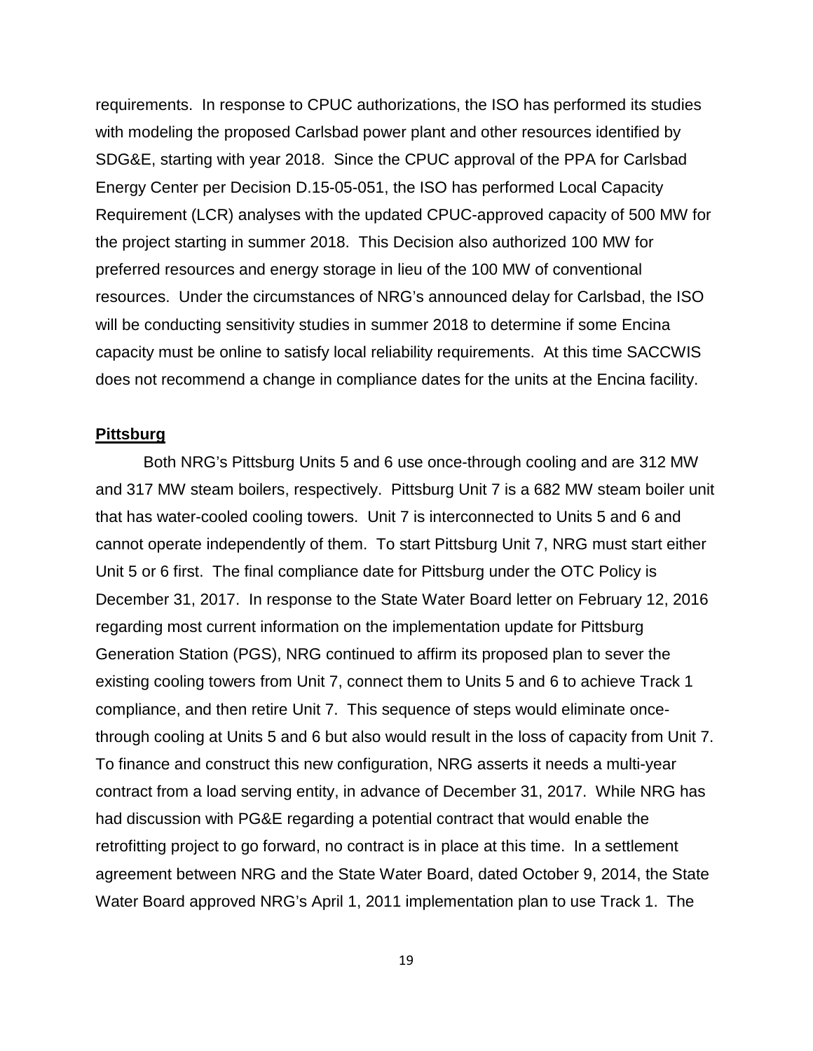requirements. In response to CPUC authorizations, the ISO has performed its studies with modeling the proposed Carlsbad power plant and other resources identified by SDG&E, starting with year 2018. Since the CPUC approval of the PPA for Carlsbad Energy Center per Decision D.15-05-051, the ISO has performed Local Capacity Requirement (LCR) analyses with the updated CPUC-approved capacity of 500 MW for the project starting in summer 2018. This Decision also authorized 100 MW for preferred resources and energy storage in lieu of the 100 MW of conventional resources. Under the circumstances of NRG's announced delay for Carlsbad, the ISO will be conducting sensitivity studies in summer 2018 to determine if some Encina capacity must be online to satisfy local reliability requirements. At this time SACCWIS does not recommend a change in compliance dates for the units at the Encina facility.

**Pittsburg**

Both NRG's Pittsburg Units 5 and 6 use once-through cooling and are 312 MW and 317 MW steam boilers, respectively. Pittsburg Unit 7 is a 682 MW steam boiler unit that has water-cooled cooling towers. Unit 7 is interconnected to Units 5 and 6 and cannot operate independently of them. To start Pittsburg Unit 7, NRG must start either Unit 5 or 6 first. The final compliance date for Pittsburg under the OTC Policy is December 31, 2017. In response to the State Water Board letter on February 12, 2016 regarding most current information on the implementation update for Pittsburg Generation Station (PGS), NRG continued to affirm its proposed plan to sever the existing cooling towers from Unit 7, connect them to Units 5 and 6 to achieve Track 1 compliance, and then retire Unit 7. This sequence of steps would eliminate once-through cooling at Units 5 and 6 but also would result in the loss of capacity from Unit 7. To finance and construct this new configuration, NRG asserts it needs a multi-year contract from a load serving entity, in advance of December 31, 2017. While NRG has had discussion with PG&E regarding a potential contract that would enable the retrofitting project to go forward, no contract is in place at this time. In a settlement agreement between NRG and the State Water Board, dated October 9, 2014, the State Water Board approved NRG's April 1, 2011 implementation plan to use Track 1. The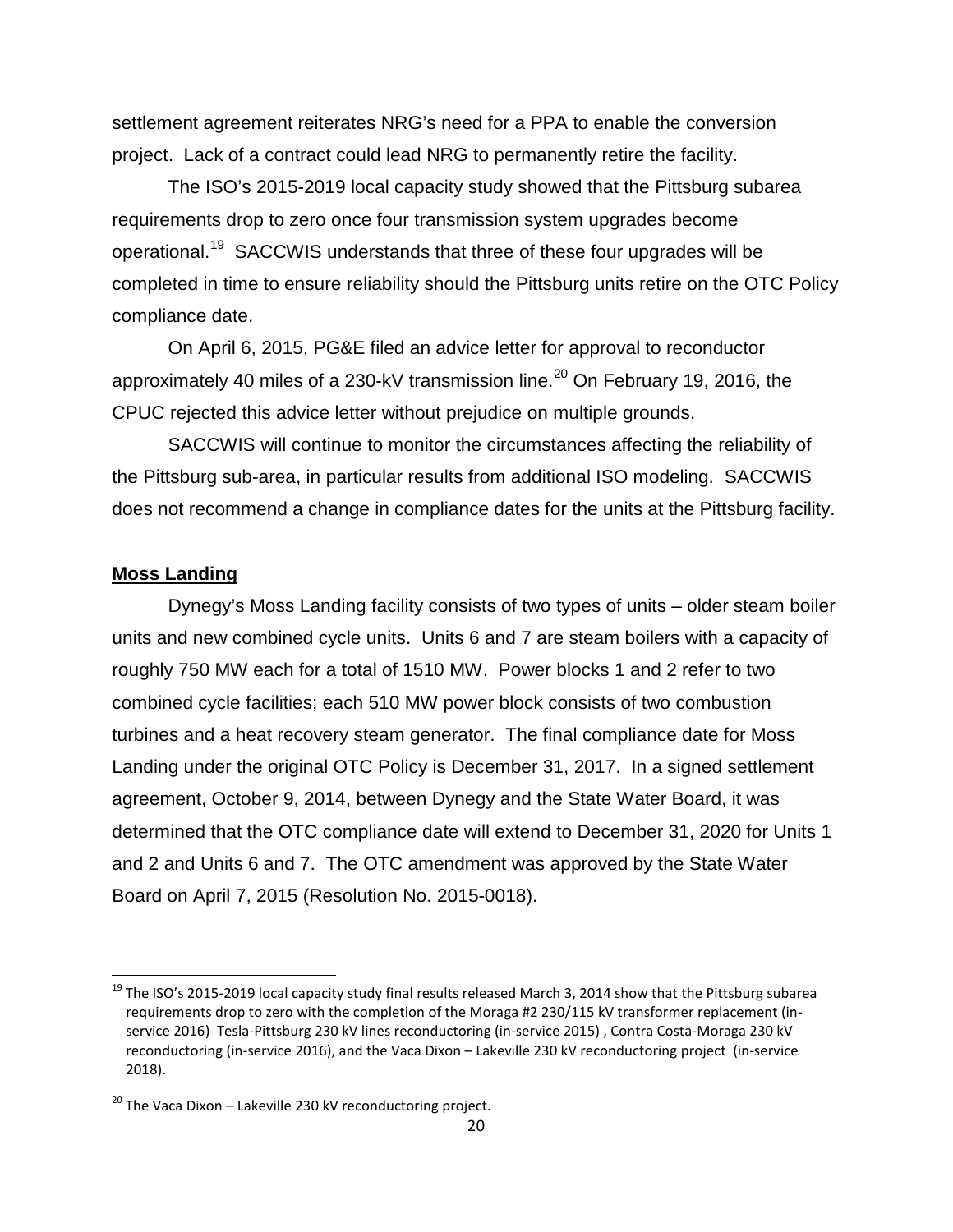settlement agreement reiterates NRG's need for a PPA to enable the conversion project. Lack of a contract could lead NRG to permanently retire the facility.

The ISO's 2015-2019 local capacity study showed that the Pittsburg subarea requirements drop to zero once four transmission system upgrades become operational.[19] SACCWIS understands that three of these four upgrades will be completed in time to ensure reliability should the Pittsburg units retire on the OTC Policy compliance date.

On April 6, 2015, PG&E filed an advice letter for approval to reconductor approximately 40 miles of a 230-kV transmission line.[20] On February 19, 2016, the CPUC rejected this advice letter without prejudice on multiple grounds.

SACCWIS will continue to monitor the circumstances affecting the reliability of the Pittsburg sub-area, in particular results from additional ISO modeling. SACCWIS does not recommend a change in compliance dates for the units at the Pittsburg facility.

**Moss Landing**

Dynegy's Moss Landing facility consists of two types of units – older steam boiler units and new combined cycle units. Units 6 and 7 are steam boilers with a capacity of roughly 750 MW each for a total of 1510 MW. Power blocks 1 and 2 refer to two combined cycle facilities; each 510 MW power block consists of two combustion turbines and a heat recovery steam generator. The final compliance date for Moss Landing under the original OTC Policy is December 31, 2017. In a signed settlement agreement, October 9, 2014, between Dynegy and the State Water Board, it was determined that the OTC compliance date will extend to December 31, 2020 for Units 1 and 2 and Units 6 and 7. The OTC amendment was approved by the State Water Board on April 7, 2015 (Resolution No. 2015-0018).

---

[19] The ISO's 2015-2019 local capacity study final results released March 3, 2014 show that the Pittsburg subarea requirements drop to zero with the completion of the Moraga #2 230/115 kV transformer replacement (in-service 2016) Tesla-Pittsburg 230 kV lines reconductoring (in-service 2015) , Contra Costa-Moraga 230 kV reconductoring (in-service 2016), and the Vaca Dixon – Lakeville 230 kV reconductoring project (in-service 2018).

[20] The Vaca Dixon – Lakeville 230 kV reconductoring project.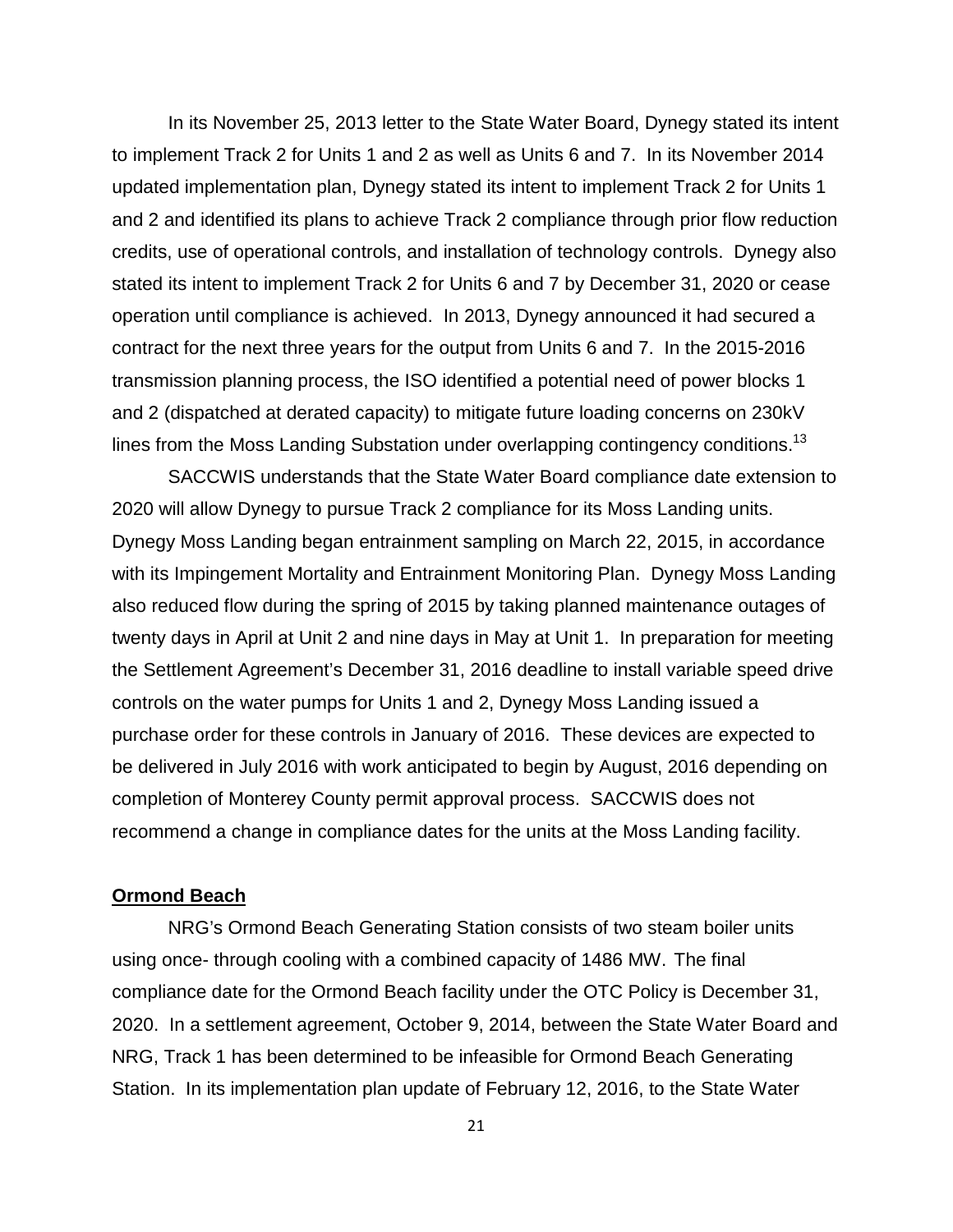In its November 25, 2013 letter to the State Water Board, Dynegy stated its intent to implement Track 2 for Units 1 and 2 as well as Units 6 and 7. In its November 2014 updated implementation plan, Dynegy stated its intent to implement Track 2 for Units 1 and 2 and identified its plans to achieve Track 2 compliance through prior flow reduction credits, use of operational controls, and installation of technology controls. Dynegy also stated its intent to implement Track 2 for Units 6 and 7 by December 31, 2020 or cease operation until compliance is achieved. In 2013, Dynegy announced it had secured a contract for the next three years for the output from Units 6 and 7. In the 2015-2016 transmission planning process, the ISO identified a potential need of power blocks 1 and 2 (dispatched at derated capacity) to mitigate future loading concerns on 230kV lines from the Moss Landing Substation under overlapping contingency conditions.[13]

SACCWIS understands that the State Water Board compliance date extension to 2020 will allow Dynegy to pursue Track 2 compliance for its Moss Landing units. Dynegy Moss Landing began entrainment sampling on March 22, 2015, in accordance with its Impingement Mortality and Entrainment Monitoring Plan. Dynegy Moss Landing also reduced flow during the spring of 2015 by taking planned maintenance outages of twenty days in April at Unit 2 and nine days in May at Unit 1. In preparation for meeting the Settlement Agreement's December 31, 2016 deadline to install variable speed drive controls on the water pumps for Units 1 and 2, Dynegy Moss Landing issued a purchase order for these controls in January of 2016. These devices are expected to be delivered in July 2016 with work anticipated to begin by August, 2016 depending on completion of Monterey County permit approval process. SACCWIS does not recommend a change in compliance dates for the units at the Moss Landing facility.

**Ormond Beach**

NRG's Ormond Beach Generating Station consists of two steam boiler units using once- through cooling with a combined capacity of 1486 MW. The final compliance date for the Ormond Beach facility under the OTC Policy is December 31, 2020. In a settlement agreement, October 9, 2014, between the State Water Board and NRG, Track 1 has been determined to be infeasible for Ormond Beach Generating Station. In its implementation plan update of February 12, 2016, to the State Water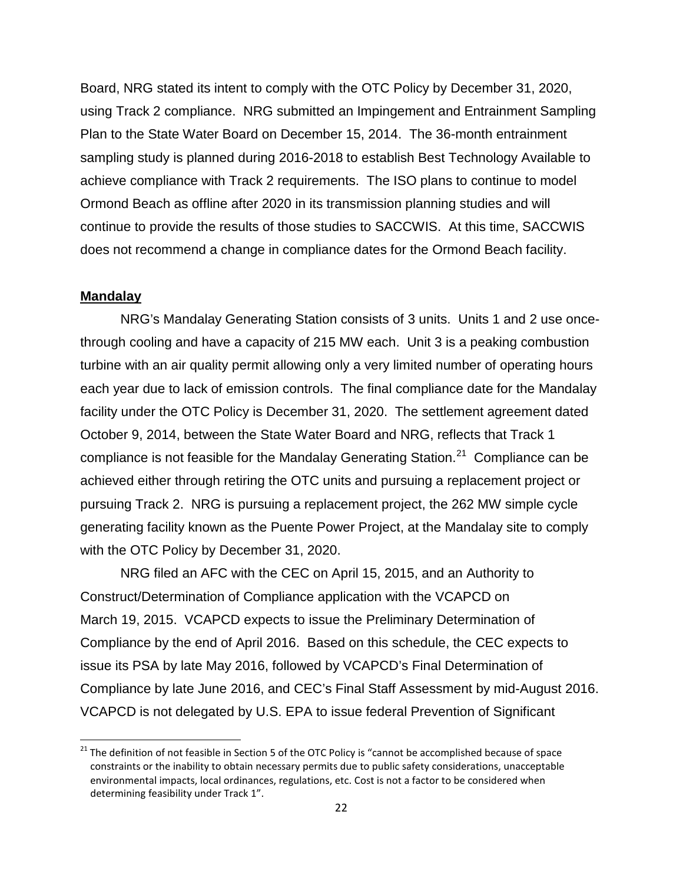Board, NRG stated its intent to comply with the OTC Policy by December 31, 2020, using Track 2 compliance. NRG submitted an Impingement and Entrainment Sampling Plan to the State Water Board on December 15, 2014. The 36-month entrainment sampling study is planned during 2016-2018 to establish Best Technology Available to achieve compliance with Track 2 requirements. The ISO plans to continue to model Ormond Beach as offline after 2020 in its transmission planning studies and will continue to provide the results of those studies to SACCWIS. At this time, SACCWIS does not recommend a change in compliance dates for the Ormond Beach facility.

**Mandalay**

NRG's Mandalay Generating Station consists of 3 units. Units 1 and 2 use once-through cooling and have a capacity of 215 MW each. Unit 3 is a peaking combustion turbine with an air quality permit allowing only a very limited number of operating hours each year due to lack of emission controls. The final compliance date for the Mandalay facility under the OTC Policy is December 31, 2020. The settlement agreement dated October 9, 2014, between the State Water Board and NRG, reflects that Track 1 compliance is not feasible for the Mandalay Generating Station.[21] Compliance can be achieved either through retiring the OTC units and pursuing a replacement project or pursuing Track 2. NRG is pursuing a replacement project, the 262 MW simple cycle generating facility known as the Puente Power Project, at the Mandalay site to comply with the OTC Policy by December 31, 2020.

NRG filed an AFC with the CEC on April 15, 2015, and an Authority to Construct/Determination of Compliance application with the VCAPCD on March 19, 2015. VCAPCD expects to issue the Preliminary Determination of Compliance by the end of April 2016. Based on this schedule, the CEC expects to issue its PSA by late May 2016, followed by VCAPCD's Final Determination of Compliance by late June 2016, and CEC's Final Staff Assessment by mid-August 2016. VCAPCD is not delegated by U.S. EPA to issue federal Prevention of Significant

[21] The definition of not feasible in Section 5 of the OTC Policy is "cannot be accomplished because of space constraints or the inability to obtain necessary permits due to public safety considerations, unacceptable environmental impacts, local ordinances, regulations, etc. Cost is not a factor to be considered when determining feasibility under Track 1".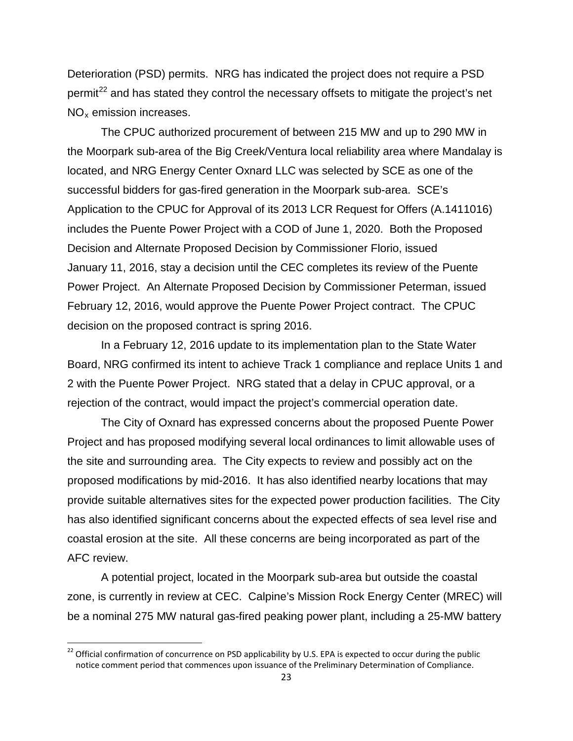Deterioration (PSD) permits. NRG has indicated the project does not require a PSD permit[22] and has stated they control the necessary offsets to mitigate the project's net $NO_x$ emission increases.

The CPUC authorized procurement of between 215 MW and up to 290 MW in the Moorpark sub-area of the Big Creek/Ventura local reliability area where Mandalay is located, and NRG Energy Center Oxnard LLC was selected by SCE as one of the successful bidders for gas-fired generation in the Moorpark sub-area. SCE's Application to the CPUC for Approval of its 2013 LCR Request for Offers (A.1411016) includes the Puente Power Project with a COD of June 1, 2020. Both the Proposed Decision and Alternate Proposed Decision by Commissioner Florio, issued January 11, 2016, stay a decision until the CEC completes its review of the Puente Power Project. An Alternate Proposed Decision by Commissioner Peterman, issued February 12, 2016, would approve the Puente Power Project contract. The CPUC decision on the proposed contract is spring 2016.

In a February 12, 2016 update to its implementation plan to the State Water Board, NRG confirmed its intent to achieve Track 1 compliance and replace Units 1 and 2 with the Puente Power Project. NRG stated that a delay in CPUC approval, or a rejection of the contract, would impact the project's commercial operation date.

The City of Oxnard has expressed concerns about the proposed Puente Power Project and has proposed modifying several local ordinances to limit allowable uses of the site and surrounding area. The City expects to review and possibly act on the proposed modifications by mid-2016. It has also identified nearby locations that may provide suitable alternatives sites for the expected power production facilities. The City has also identified significant concerns about the expected effects of sea level rise and coastal erosion at the site. All these concerns are being incorporated as part of the AFC review.

A potential project, located in the Moorpark sub-area but outside the coastal zone, is currently in review at CEC. Calpine's Mission Rock Energy Center (MREC) will be a nominal 275 MW natural gas-fired peaking power plant, including a 25-MW battery

[22] Official confirmation of concurrence on PSD applicability by U.S. EPA is expected to occur during the public notice comment period that commences upon issuance of the Preliminary Determination of Compliance.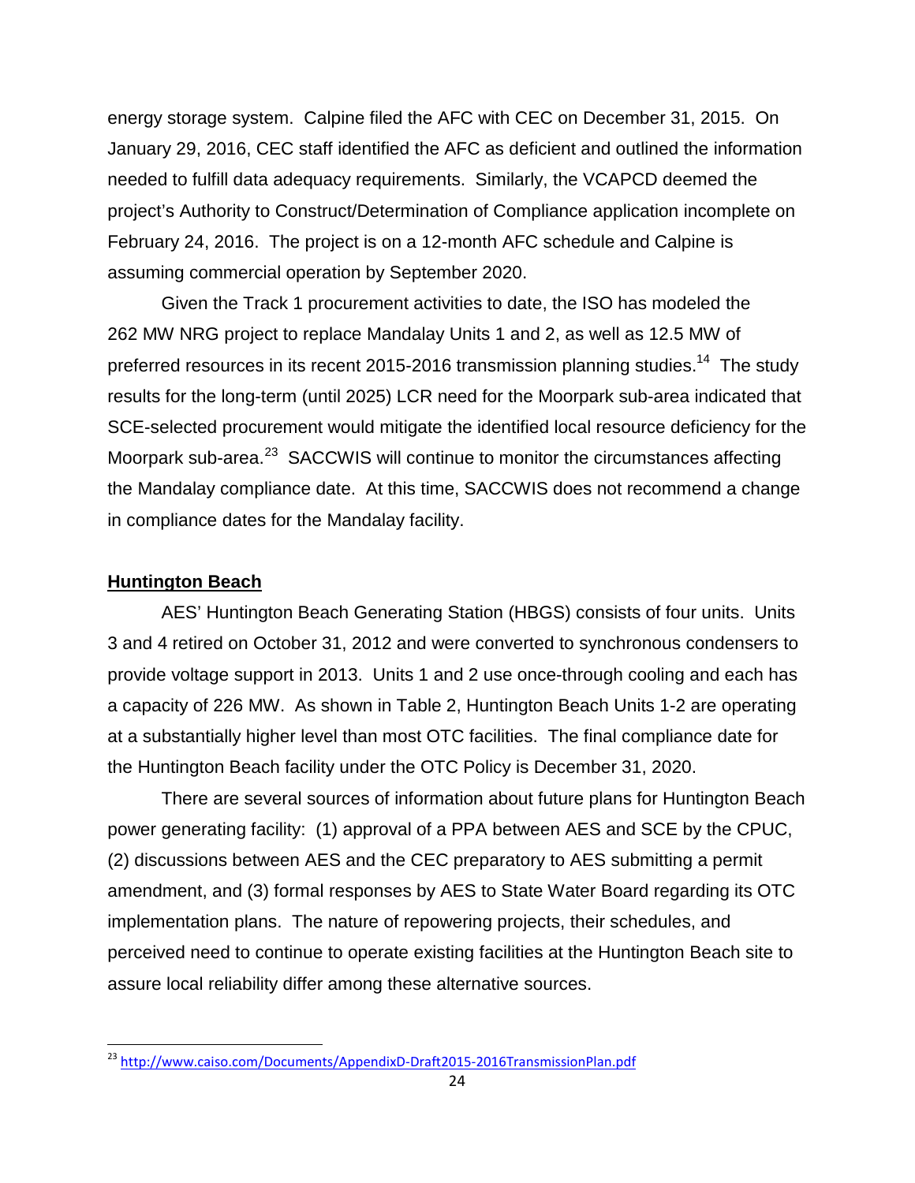energy storage system. Calpine filed the AFC with CEC on December 31, 2015. On January 29, 2016, CEC staff identified the AFC as deficient and outlined the information needed to fulfill data adequacy requirements. Similarly, the VCAPCD deemed the project's Authority to Construct/Determination of Compliance application incomplete on February 24, 2016. The project is on a 12-month AFC schedule and Calpine is assuming commercial operation by September 2020.

Given the Track 1 procurement activities to date, the ISO has modeled the 262 MW NRG project to replace Mandalay Units 1 and 2, as well as 12.5 MW of preferred resources in its recent 2015-2016 transmission planning studies.[14] The study results for the long-term (until 2025) LCR need for the Moorpark sub-area indicated that SCE-selected procurement would mitigate the identified local resource deficiency for the Moorpark sub-area.[23] SACCWIS will continue to monitor the circumstances affecting the Mandalay compliance date. At this time, SACCWIS does not recommend a change in compliance dates for the Mandalay facility.

**Huntington Beach**

AES' Huntington Beach Generating Station (HBGS) consists of four units. Units 3 and 4 retired on October 31, 2012 and were converted to synchronous condensers to provide voltage support in 2013. Units 1 and 2 use once-through cooling and each has a capacity of 226 MW. As shown in Table 2, Huntington Beach Units 1-2 are operating at a substantially higher level than most OTC facilities. The final compliance date for the Huntington Beach facility under the OTC Policy is December 31, 2020.

There are several sources of information about future plans for Huntington Beach power generating facility: (1) approval of a PPA between AES and SCE by the CPUC, (2) discussions between AES and the CEC preparatory to AES submitting a permit amendment, and (3) formal responses by AES to State Water Board regarding its OTC implementation plans. The nature of repowering projects, their schedules, and perceived need to continue to operate existing facilities at the Huntington Beach site to assure local reliability differ among these alternative sources.

[23] http://www.caiso.com/Documents/AppendixD-Draft2015-2016TransmissionPlan.pdf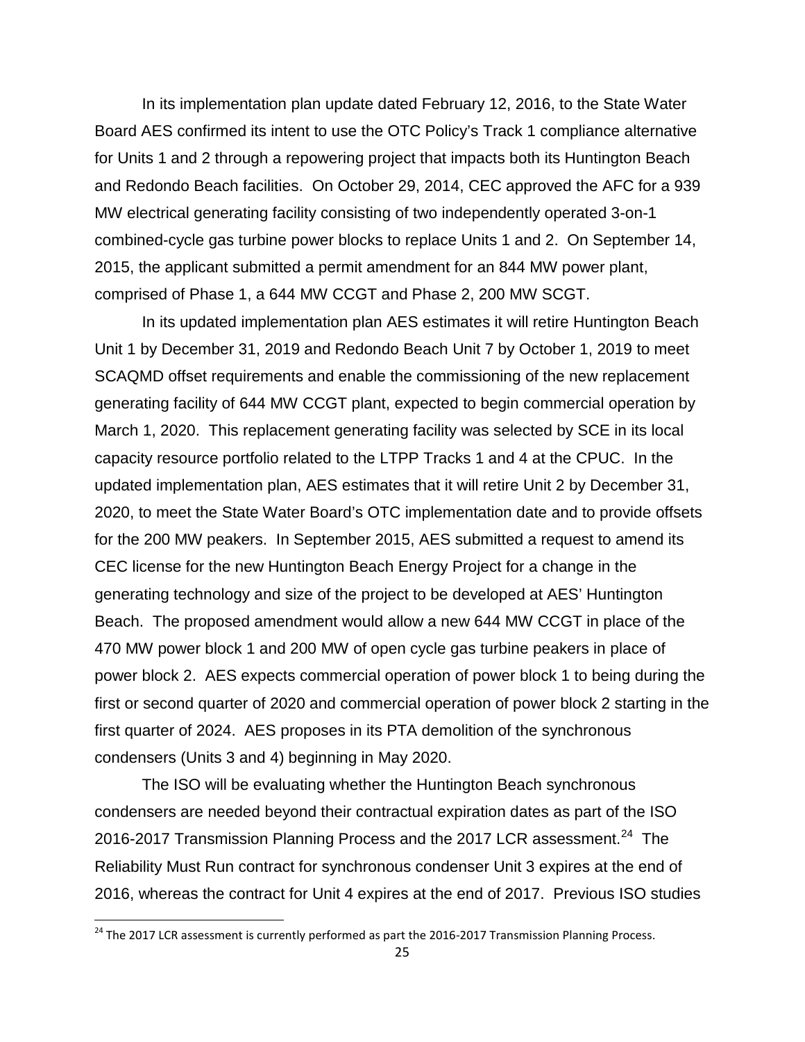In its implementation plan update dated February 12, 2016, to the State Water Board AES confirmed its intent to use the OTC Policy's Track 1 compliance alternative for Units 1 and 2 through a repowering project that impacts both its Huntington Beach and Redondo Beach facilities. On October 29, 2014, CEC approved the AFC for a 939 MW electrical generating facility consisting of two independently operated 3-on-1 combined-cycle gas turbine power blocks to replace Units 1 and 2. On September 14, 2015, the applicant submitted a permit amendment for an 844 MW power plant, comprised of Phase 1, a 644 MW CCGT and Phase 2, 200 MW SCGT.

In its updated implementation plan AES estimates it will retire Huntington Beach Unit 1 by December 31, 2019 and Redondo Beach Unit 7 by October 1, 2019 to meet SCAQMD offset requirements and enable the commissioning of the new replacement generating facility of 644 MW CCGT plant, expected to begin commercial operation by March 1, 2020. This replacement generating facility was selected by SCE in its local capacity resource portfolio related to the LTPP Tracks 1 and 4 at the CPUC. In the updated implementation plan, AES estimates that it will retire Unit 2 by December 31, 2020, to meet the State Water Board's OTC implementation date and to provide offsets for the 200 MW peakers. In September 2015, AES submitted a request to amend its CEC license for the new Huntington Beach Energy Project for a change in the generating technology and size of the project to be developed at AES' Huntington Beach. The proposed amendment would allow a new 644 MW CCGT in place of the 470 MW power block 1 and 200 MW of open cycle gas turbine peakers in place of power block 2. AES expects commercial operation of power block 1 to being during the first or second quarter of 2020 and commercial operation of power block 2 starting in the first quarter of 2024. AES proposes in its PTA demolition of the synchronous condensers (Units 3 and 4) beginning in May 2020.

The ISO will be evaluating whether the Huntington Beach synchronous condensers are needed beyond their contractual expiration dates as part of the ISO 2016-2017 Transmission Planning Process and the 2017 LCR assessment.[24] The Reliability Must Run contract for synchronous condenser Unit 3 expires at the end of 2016, whereas the contract for Unit 4 expires at the end of 2017. Previous ISO studies

[24] The 2017 LCR assessment is currently performed as part the 2016-2017 Transmission Planning Process.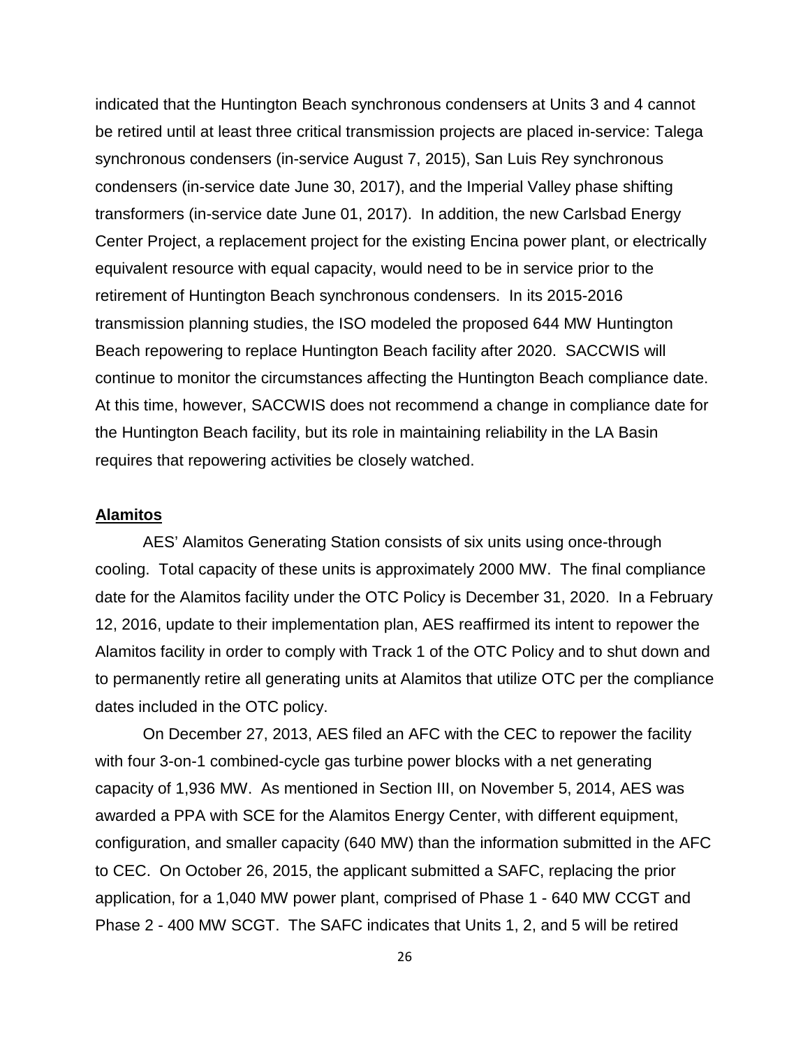indicated that the Huntington Beach synchronous condensers at Units 3 and 4 cannot be retired until at least three critical transmission projects are placed in-service: Talega synchronous condensers (in-service August 7, 2015), San Luis Rey synchronous condensers (in-service date June 30, 2017), and the Imperial Valley phase shifting transformers (in-service date June 01, 2017). In addition, the new Carlsbad Energy Center Project, a replacement project for the existing Encina power plant, or electrically equivalent resource with equal capacity, would need to be in service prior to the retirement of Huntington Beach synchronous condensers. In its 2015-2016 transmission planning studies, the ISO modeled the proposed 644 MW Huntington Beach repowering to replace Huntington Beach facility after 2020. SACCWIS will continue to monitor the circumstances affecting the Huntington Beach compliance date. At this time, however, SACCWIS does not recommend a change in compliance date for the Huntington Beach facility, but its role in maintaining reliability in the LA Basin requires that repowering activities be closely watched.

**Alamitos**

AES' Alamitos Generating Station consists of six units using once-through cooling. Total capacity of these units is approximately 2000 MW. The final compliance date for the Alamitos facility under the OTC Policy is December 31, 2020. In a February 12, 2016, update to their implementation plan, AES reaffirmed its intent to repower the Alamitos facility in order to comply with Track 1 of the OTC Policy and to shut down and to permanently retire all generating units at Alamitos that utilize OTC per the compliance dates included in the OTC policy.

On December 27, 2013, AES filed an AFC with the CEC to repower the facility with four 3-on-1 combined-cycle gas turbine power blocks with a net generating capacity of 1,936 MW. As mentioned in Section III, on November 5, 2014, AES was awarded a PPA with SCE for the Alamitos Energy Center, with different equipment, configuration, and smaller capacity (640 MW) than the information submitted in the AFC to CEC. On October 26, 2015, the applicant submitted a SAFC, replacing the prior application, for a 1,040 MW power plant, comprised of Phase 1 - 640 MW CCGT and Phase 2 - 400 MW SCGT. The SAFC indicates that Units 1, 2, and 5 will be retired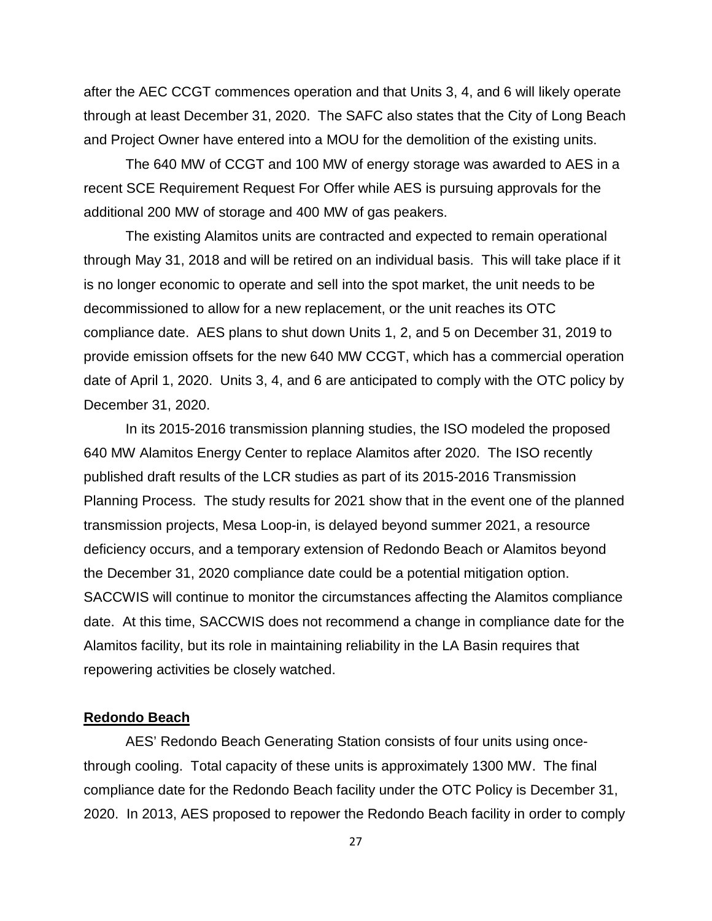after the AEC CCGT commences operation and that Units 3, 4, and 6 will likely operate through at least December 31, 2020. The SAFC also states that the City of Long Beach and Project Owner have entered into a MOU for the demolition of the existing units.

The 640 MW of CCGT and 100 MW of energy storage was awarded to AES in a recent SCE Requirement Request For Offer while AES is pursuing approvals for the additional 200 MW of storage and 400 MW of gas peakers.

The existing Alamitos units are contracted and expected to remain operational through May 31, 2018 and will be retired on an individual basis. This will take place if it is no longer economic to operate and sell into the spot market, the unit needs to be decommissioned to allow for a new replacement, or the unit reaches its OTC compliance date. AES plans to shut down Units 1, 2, and 5 on December 31, 2019 to provide emission offsets for the new 640 MW CCGT, which has a commercial operation date of April 1, 2020. Units 3, 4, and 6 are anticipated to comply with the OTC policy by December 31, 2020.

In its 2015-2016 transmission planning studies, the ISO modeled the proposed 640 MW Alamitos Energy Center to replace Alamitos after 2020. The ISO recently published draft results of the LCR studies as part of its 2015-2016 Transmission Planning Process. The study results for 2021 show that in the event one of the planned transmission projects, Mesa Loop-in, is delayed beyond summer 2021, a resource deficiency occurs, and a temporary extension of Redondo Beach or Alamitos beyond the December 31, 2020 compliance date could be a potential mitigation option. SACCWIS will continue to monitor the circumstances affecting the Alamitos compliance date. At this time, SACCWIS does not recommend a change in compliance date for the Alamitos facility, but its role in maintaining reliability in the LA Basin requires that repowering activities be closely watched.

**Redondo Beach**

AES' Redondo Beach Generating Station consists of four units using once-through cooling. Total capacity of these units is approximately 1300 MW. The final compliance date for the Redondo Beach facility under the OTC Policy is December 31, 2020. In 2013, AES proposed to repower the Redondo Beach facility in order to comply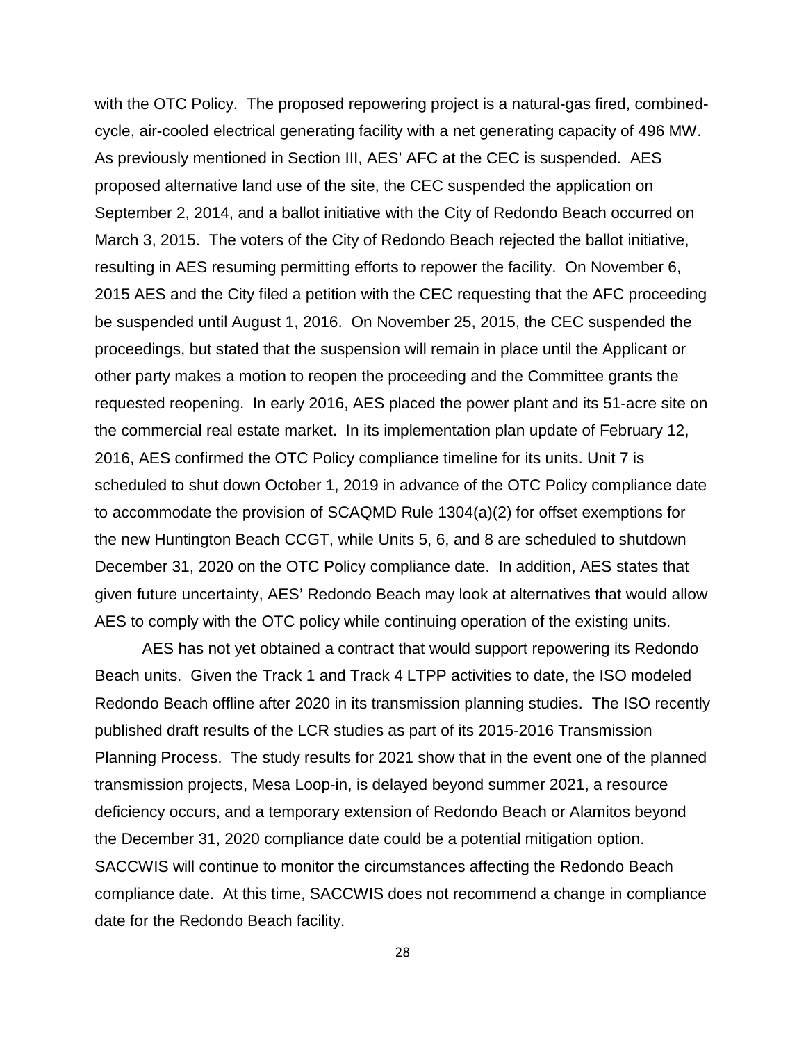with the OTC Policy. The proposed repowering project is a natural-gas fired, combined-cycle, air-cooled electrical generating facility with a net generating capacity of 496 MW. As previously mentioned in Section III, AES' AFC at the CEC is suspended. AES proposed alternative land use of the site, the CEC suspended the application on September 2, 2014, and a ballot initiative with the City of Redondo Beach occurred on March 3, 2015. The voters of the City of Redondo Beach rejected the ballot initiative, resulting in AES resuming permitting efforts to repower the facility. On November 6, 2015 AES and the City filed a petition with the CEC requesting that the AFC proceeding be suspended until August 1, 2016. On November 25, 2015, the CEC suspended the proceedings, but stated that the suspension will remain in place until the Applicant or other party makes a motion to reopen the proceeding and the Committee grants the requested reopening. In early 2016, AES placed the power plant and its 51-acre site on the commercial real estate market. In its implementation plan update of February 12, 2016, AES confirmed the OTC Policy compliance timeline for its units. Unit 7 is scheduled to shut down October 1, 2019 in advance of the OTC Policy compliance date to accommodate the provision of SCAQMD Rule 1304(a)(2) for offset exemptions for the new Huntington Beach CCGT, while Units 5, 6, and 8 are scheduled to shutdown December 31, 2020 on the OTC Policy compliance date. In addition, AES states that given future uncertainty, AES' Redondo Beach may look at alternatives that would allow AES to comply with the OTC policy while continuing operation of the existing units.

AES has not yet obtained a contract that would support repowering its Redondo Beach units. Given the Track 1 and Track 4 LTPP activities to date, the ISO modeled Redondo Beach offline after 2020 in its transmission planning studies. The ISO recently published draft results of the LCR studies as part of its 2015-2016 Transmission Planning Process. The study results for 2021 show that in the event one of the planned transmission projects, Mesa Loop-in, is delayed beyond summer 2021, a resource deficiency occurs, and a temporary extension of Redondo Beach or Alamitos beyond the December 31, 2020 compliance date could be a potential mitigation option. SACCWIS will continue to monitor the circumstances affecting the Redondo Beach compliance date. At this time, SACCWIS does not recommend a change in compliance date for the Redondo Beach facility.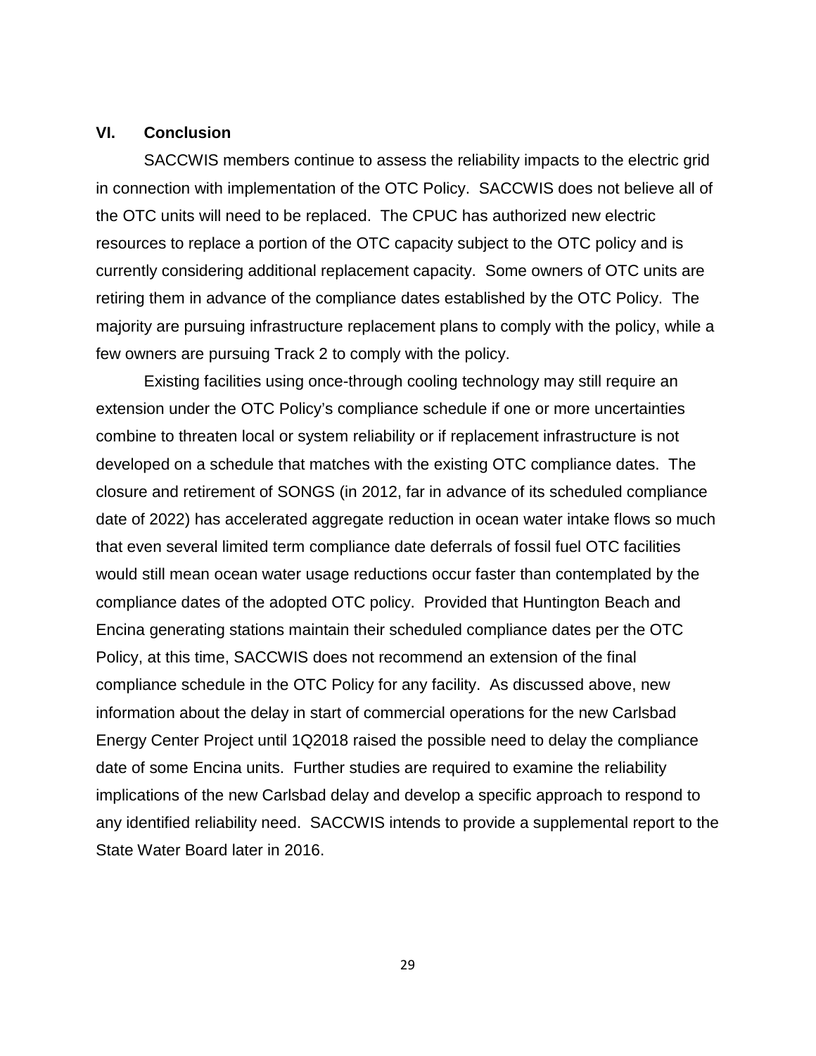## VI. Conclusion

SACCWIS members continue to assess the reliability impacts to the electric grid in connection with implementation of the OTC Policy. SACCWIS does not believe all of the OTC units will need to be replaced. The CPUC has authorized new electric resources to replace a portion of the OTC capacity subject to the OTC policy and is currently considering additional replacement capacity. Some owners of OTC units are retiring them in advance of the compliance dates established by the OTC Policy. The majority are pursuing infrastructure replacement plans to comply with the policy, while a few owners are pursuing Track 2 to comply with the policy.

Existing facilities using once-through cooling technology may still require an extension under the OTC Policy's compliance schedule if one or more uncertainties combine to threaten local or system reliability or if replacement infrastructure is not developed on a schedule that matches with the existing OTC compliance dates. The closure and retirement of SONGS (in 2012, far in advance of its scheduled compliance date of 2022) has accelerated aggregate reduction in ocean water intake flows so much that even several limited term compliance date deferrals of fossil fuel OTC facilities would still mean ocean water usage reductions occur faster than contemplated by the compliance dates of the adopted OTC policy. Provided that Huntington Beach and Encina generating stations maintain their scheduled compliance dates per the OTC Policy, at this time, SACCWIS does not recommend an extension of the final compliance schedule in the OTC Policy for any facility. As discussed above, new information about the delay in start of commercial operations for the new Carlsbad Energy Center Project until 1Q2018 raised the possible need to delay the compliance date of some Encina units. Further studies are required to examine the reliability implications of the new Carlsbad delay and develop a specific approach to respond to any identified reliability need. SACCWIS intends to provide a supplemental report to the State Water Board later in 2016.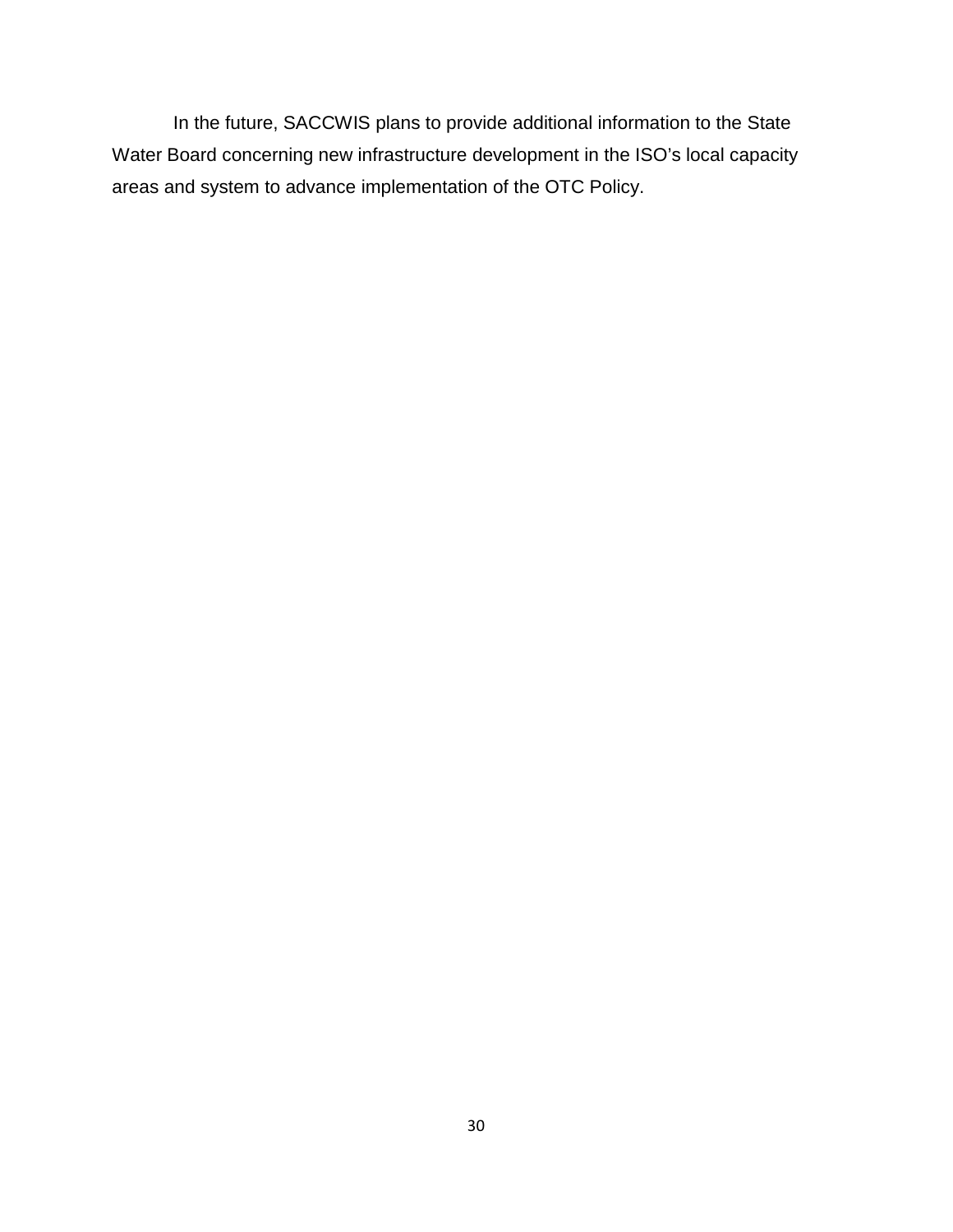In the future, SACCWIS plans to provide additional information to the State Water Board concerning new infrastructure development in the ISO's local capacity areas and system to advance implementation of the OTC Policy.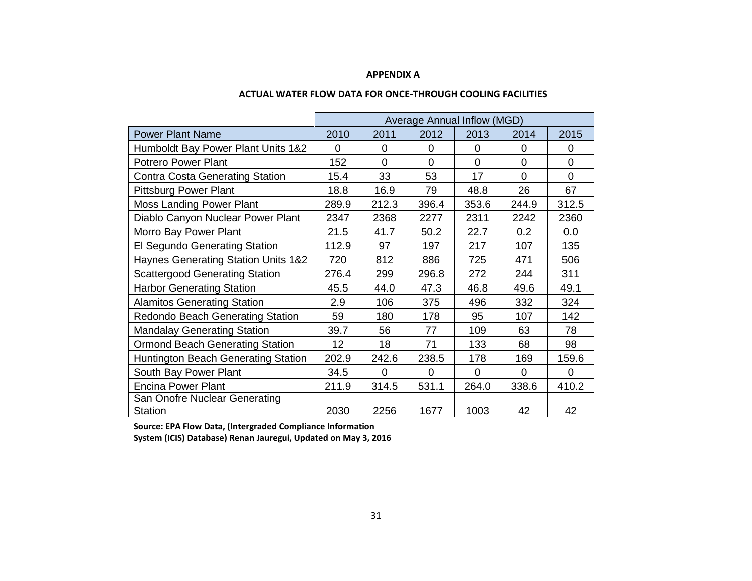## APPENDIX A

### ACTUAL WATER FLOW DATA FOR ONCE-THROUGH COOLING FACILITIES

| | Average Annual Inflow (MGD) | | | | | |
|---|---|---|---|---|---|---|
| Power Plant Name | 2010 | 2011 | 2012 | 2013 | 2014 | 2015 |
| Humboldt Bay Power Plant Units 1&2 | 0 | 0 | 0 | 0 | 0 | 0 |
| Potrero Power Plant | 152 | 0 | 0 | 0 | 0 | 0 |
| Contra Costa Generating Station | 15.4 | 33 | 53 | 17 | 0 | 0 |
| Pittsburg Power Plant | 18.8 | 16.9 | 79 | 48.8 | 26 | 67 |
| Moss Landing Power Plant | 289.9 | 212.3 | 396.4 | 353.6 | 244.9 | 312.5 |
| Diablo Canyon Nuclear Power Plant | 2347 | 2368 | 2277 | 2311 | 2242 | 2360 |
| Morro Bay Power Plant | 21.5 | 41.7 | 50.2 | 22.7 | 0.2 | 0.0 |
| El Segundo Generating Station | 112.9 | 97 | 197 | 217 | 107 | 135 |
| Haynes Generating Station Units 1&2 | 720 | 812 | 886 | 725 | 471 | 506 |
| Scattergood Generating Station | 276.4 | 299 | 296.8 | 272 | 244 | 311 |
| Harbor Generating Station | 45.5 | 44.0 | 47.3 | 46.8 | 49.6 | 49.1 |
| Alamitos Generating Station | 2.9 | 106 | 375 | 496 | 332 | 324 |
| Redondo Beach Generating Station | 59 | 180 | 178 | 95 | 107 | 142 |
| Mandalay Generating Station | 39.7 | 56 | 77 | 109 | 63 | 78 |
| Ormond Beach Generating Station | 12 | 18 | 71 | 133 | 68 | 98 |
| Huntington Beach Generating Station | 202.9 | 242.6 | 238.5 | 178 | 169 | 159.6 |
| South Bay Power Plant | 34.5 | 0 | 0 | 0 | 0 | 0 |
| Encina Power Plant | 211.9 | 314.5 | 531.1 | 264.0 | 338.6 | 410.2 |
| San Onofre Nuclear Generating Station | 2030 | 2256 | 1677 | 1003 | 42 | 42 |

**Source: EPA Flow Data, (Intergraded Compliance Information System (ICIS) Database) Renan Jauregui, Updated on May 3, 2016**